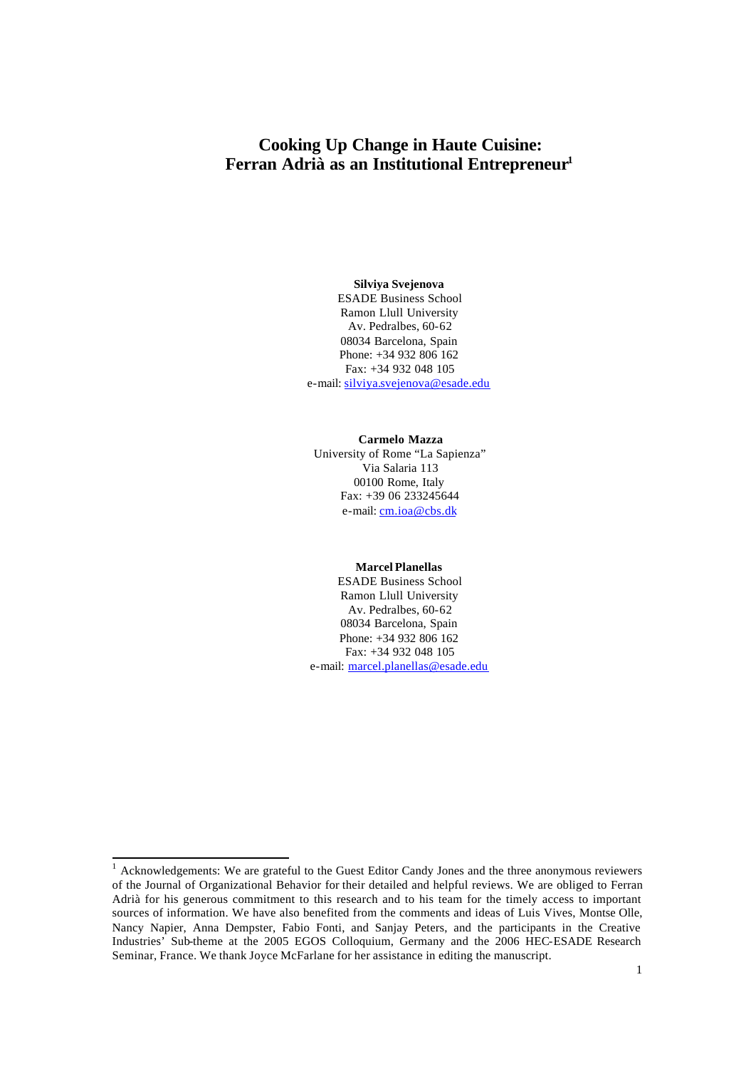# Cooking Up Change in Haute Cuisine: Ferran Adrià as an Institutional Entrepreneur[1]

**Silviya Svejenova**
ESADE Business School
Ramon Llull University
Av. Pedralbes, 60-62
08034 Barcelona, Spain
Phone: +34 932 806 162
Fax: +34 932 048 105
e-mail: silviya.svejenova@esade.edu

**Carmelo Mazza**
University of Rome "La Sapienza"
Via Salaria 113
00100 Rome, Italy
Fax: +39 06 233245644
e-mail: cm.ioa@cbs.dk

**Marcel Planellas**
ESADE Business School
Ramon Llull University
Av. Pedralbes, 60-62
08034 Barcelona, Spain
Phone: +34 932 806 162
Fax: +34 932 048 105
e-mail: marcel.planellas@esade.edu

---

[1] Acknowledgements: We are grateful to the Guest Editor Candy Jones and the three anonymous reviewers of the Journal of Organizational Behavior for their detailed and helpful reviews. We are obliged to Ferran Adrià for his generous commitment to this research and to his team for the timely access to important sources of information. We have also benefited from the comments and ideas of Luis Vives, Montse Olle, Nancy Napier, Anna Dempster, Fabio Fonti, and Sanjay Peters, and the participants in the Creative Industries' Sub-theme at the 2005 EGOS Colloquium, Germany and the 2006 HEC-ESADE Research Seminar, France. We thank Joyce McFarlane for her assistance in editing the manuscript.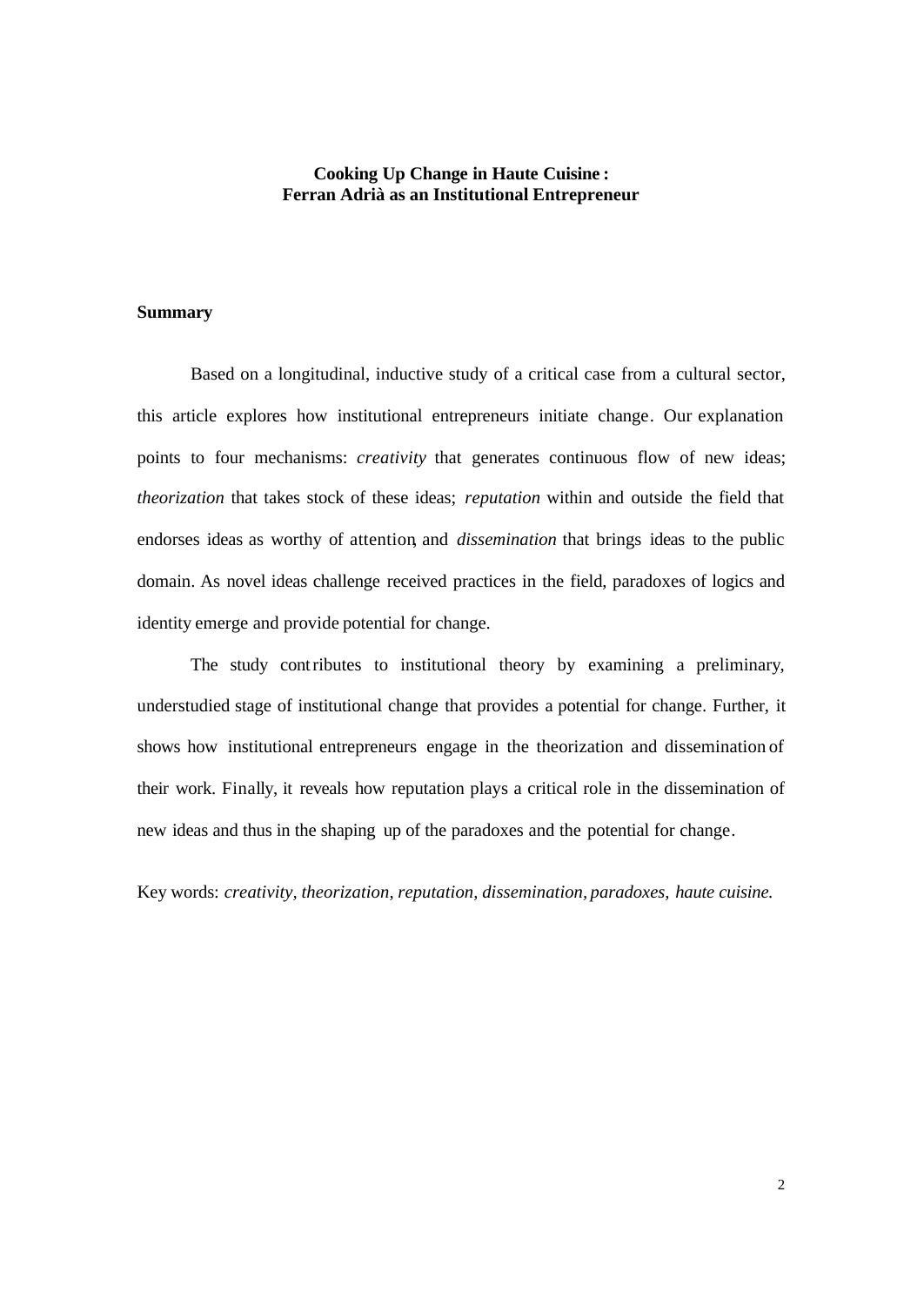**Cooking Up Change in Haute Cuisine: Ferran Adrià as an Institutional Entrepreneur**

## Summary

Based on a longitudinal, inductive study of a critical case from a cultural sector, this article explores how institutional entrepreneurs initiate change. Our explanation points to four mechanisms: *creativity* that generates continuous flow of new ideas; *theorization* that takes stock of these ideas; *reputation* within and outside the field that endorses ideas as worthy of attention, and *dissemination* that brings ideas to the public domain. As novel ideas challenge received practices in the field, paradoxes of logics and identity emerge and provide potential for change.

The study contributes to institutional theory by examining a preliminary, understudied stage of institutional change that provides a potential for change. Further, it shows how institutional entrepreneurs engage in the theorization and dissemination of their work. Finally, it reveals how reputation plays a critical role in the dissemination of new ideas and thus in the shaping up of the paradoxes and the potential for change.

Key words: *creativity, theorization, reputation, dissemination, paradoxes, haute cuisine.*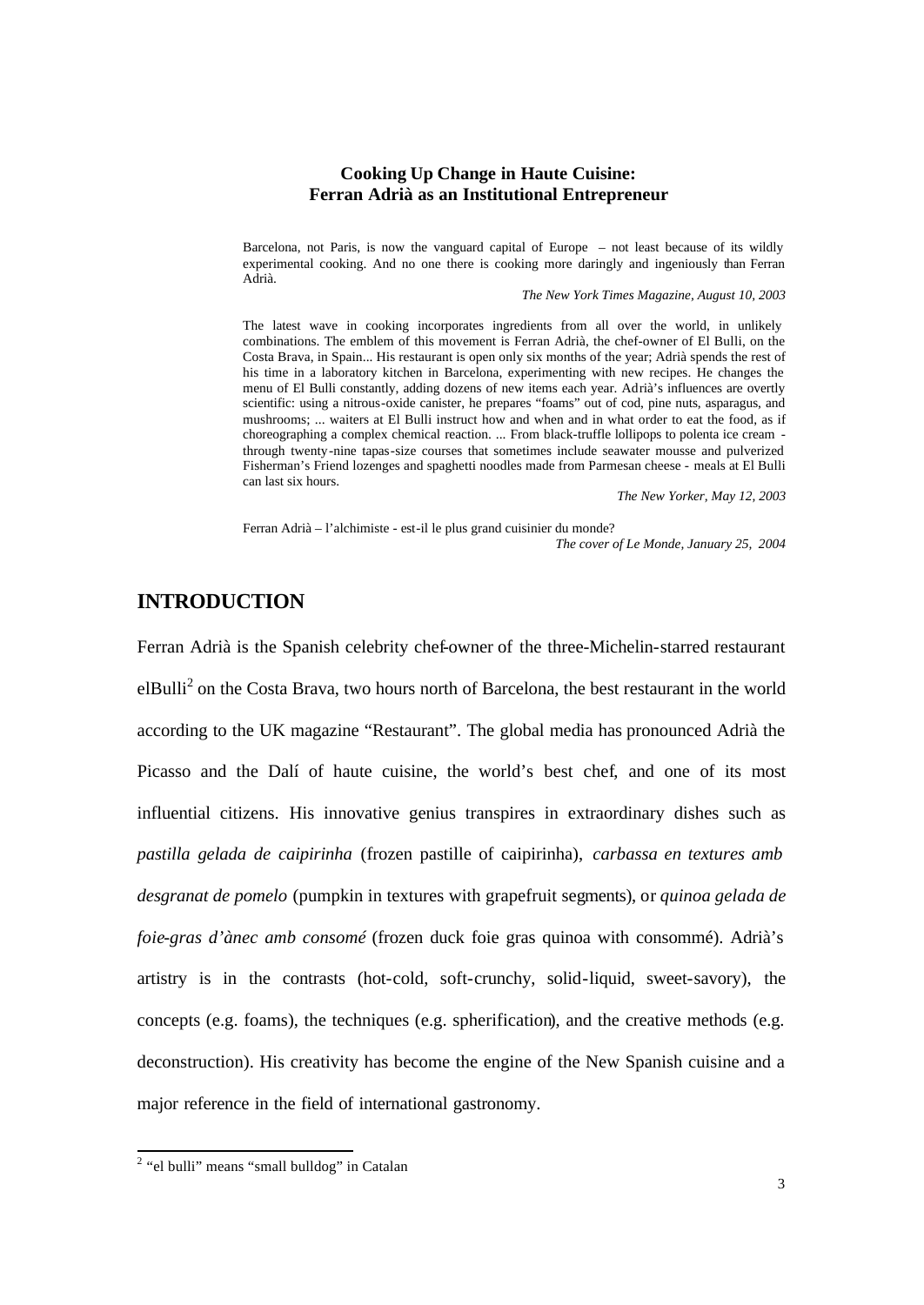**Cooking Up Change in Haute Cuisine:**
**Ferran Adrià as an Institutional Entrepreneur**

> Barcelona, not Paris, is now the vanguard capital of Europe – not least because of its wildly experimental cooking. And no one there is cooking more daringly and ingeniously than Ferran Adrià.
>
> *The New York Times Magazine, August 10, 2003*

> The latest wave in cooking incorporates ingredients from all over the world, in unlikely combinations. The emblem of this movement is Ferran Adrià, the chef-owner of El Bulli, on the Costa Brava, in Spain... His restaurant is open only six months of the year; Adrià spends the rest of his time in a laboratory kitchen in Barcelona, experimenting with new recipes. He changes the menu of El Bulli constantly, adding dozens of new items each year. Adrià's influences are overtly scientific: using a nitrous-oxide canister, he prepares "foams" out of cod, pine nuts, asparagus, and mushrooms; ... waiters at El Bulli instruct how and when and in what order to eat the food, as if choreographing a complex chemical reaction. ... From black-truffle lollipops to polenta ice cream - through twenty-nine tapas-size courses that sometimes include seawater mousse and pulverized Fisherman's Friend lozenges and spaghetti noodles made from Parmesan cheese - meals at El Bulli can last six hours.
>
> *The New Yorker, May 12, 2003*

> Ferran Adrià – l'alchimiste - est-il le plus grand cuisinier du monde?
>
> *The cover of Le Monde, January 25, 2004*

## INTRODUCTION

Ferran Adrià is the Spanish celebrity chef-owner of the three-Michelin-starred restaurant elBulli[2] on the Costa Brava, two hours north of Barcelona, the best restaurant in the world according to the UK magazine "Restaurant". The global media has pronounced Adrià the Picasso and the Dalí of haute cuisine, the world's best chef, and one of its most influential citizens. His innovative genius transpires in extraordinary dishes such as *pastilla gelada de caipirinha* (frozen pastille of caipirinha), *carbassa en textures amb desgranat de pomelo* (pumpkin in textures with grapefruit segments), or *quinoa gelada de foie-gras d'ànec amb consomé* (frozen duck foie gras quinoa with consommé). Adrià's artistry is in the contrasts (hot-cold, soft-crunchy, solid-liquid, sweet-savory), the concepts (e.g. foams), the techniques (e.g. spherification), and the creative methods (e.g. deconstruction). His creativity has become the engine of the New Spanish cuisine and a major reference in the field of international gastronomy.

[2] "el bulli" means "small bulldog" in Catalan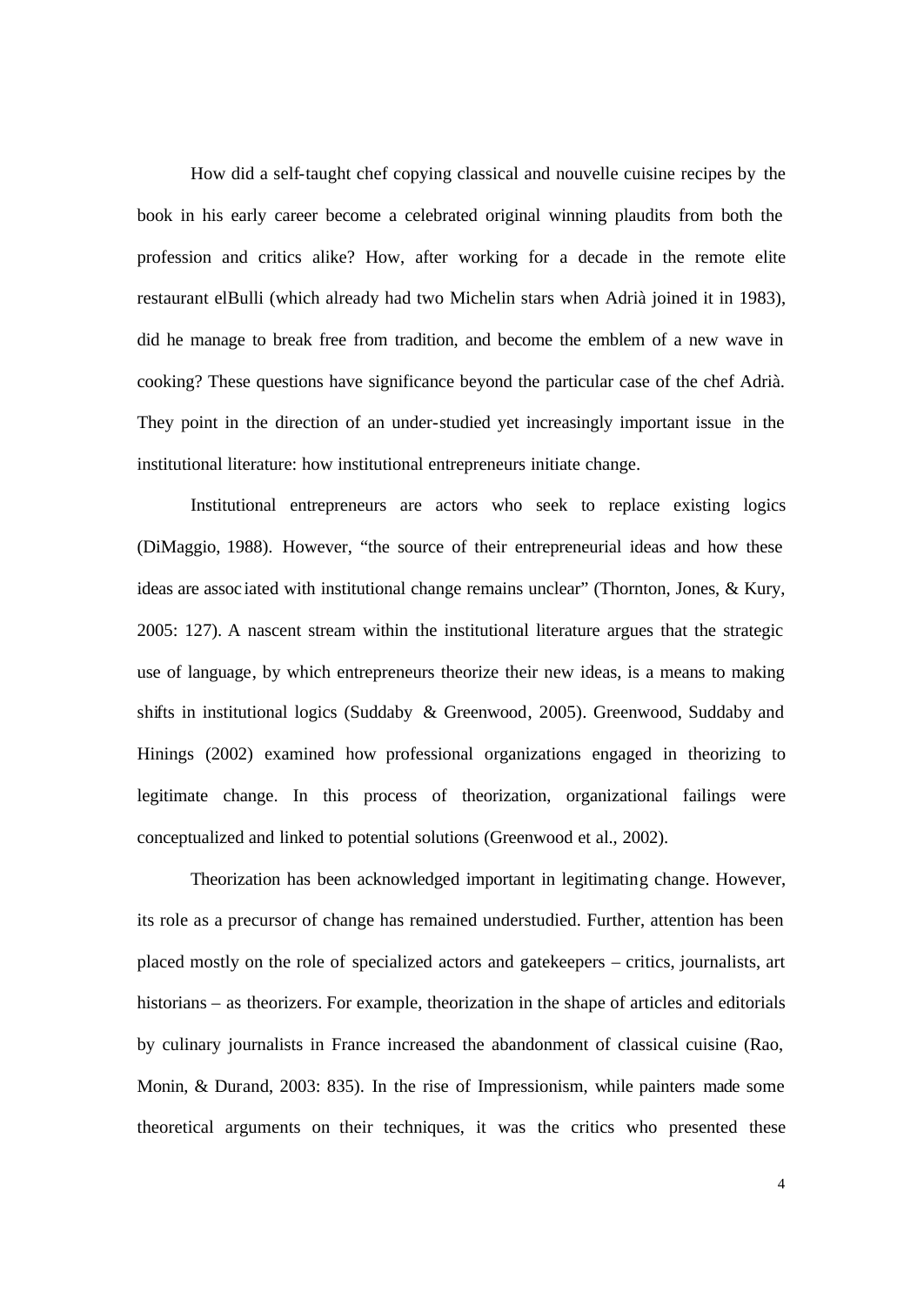How did a self-taught chef copying classical and nouvelle cuisine recipes by the book in his early career become a celebrated original winning plaudits from both the profession and critics alike? How, after working for a decade in the remote elite restaurant elBulli (which already had two Michelin stars when Adrià joined it in 1983), did he manage to break free from tradition, and become the emblem of a new wave in cooking? These questions have significance beyond the particular case of the chef Adrià. They point in the direction of an under-studied yet increasingly important issue in the institutional literature: how institutional entrepreneurs initiate change.

Institutional entrepreneurs are actors who seek to replace existing logics (DiMaggio, 1988). However, "the source of their entrepreneurial ideas and how these ideas are associated with institutional change remains unclear" (Thornton, Jones, & Kury, 2005: 127). A nascent stream within the institutional literature argues that the strategic use of language, by which entrepreneurs theorize their new ideas, is a means to making shifts in institutional logics (Suddaby & Greenwood, 2005). Greenwood, Suddaby and Hinings (2002) examined how professional organizations engaged in theorizing to legitimate change. In this process of theorization, organizational failings were conceptualized and linked to potential solutions (Greenwood et al., 2002).

Theorization has been acknowledged important in legitimating change. However, its role as a precursor of change has remained understudied. Further, attention has been placed mostly on the role of specialized actors and gatekeepers – critics, journalists, art historians – as theorizers. For example, theorization in the shape of articles and editorials by culinary journalists in France increased the abandonment of classical cuisine (Rao, Monin, & Durand, 2003: 835). In the rise of Impressionism, while painters made some theoretical arguments on their techniques, it was the critics who presented these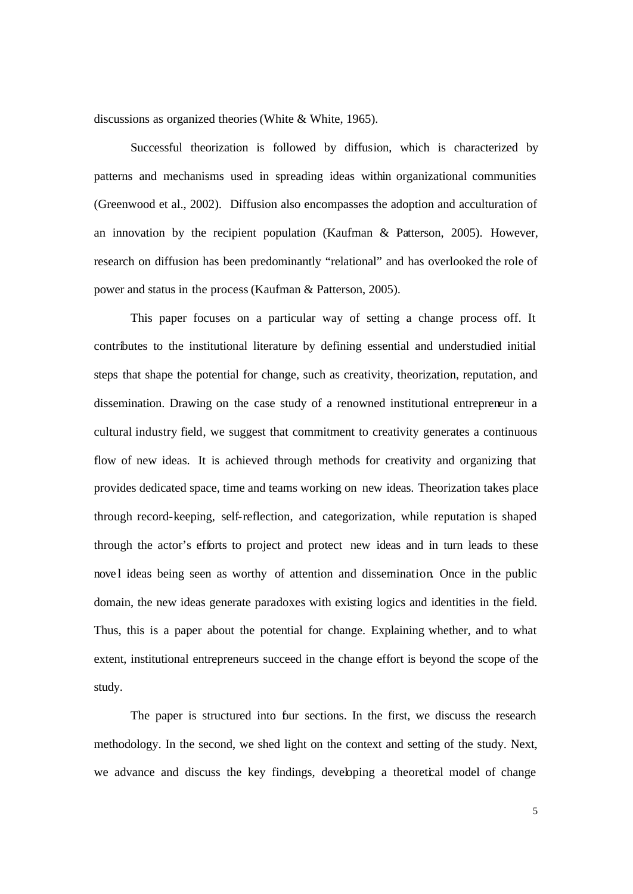discussions as organized theories (White & White, 1965).

Successful theorization is followed by diffusion, which is characterized by patterns and mechanisms used in spreading ideas within organizational communities (Greenwood et al., 2002). Diffusion also encompasses the adoption and acculturation of an innovation by the recipient population (Kaufman & Patterson, 2005). However, research on diffusion has been predominantly "relational" and has overlooked the role of power and status in the process (Kaufman & Patterson, 2005).

This paper focuses on a particular way of setting a change process off. It contributes to the institutional literature by defining essential and understudied initial steps that shape the potential for change, such as creativity, theorization, reputation, and dissemination. Drawing on the case study of a renowned institutional entrepreneur in a cultural industry field, we suggest that commitment to creativity generates a continuous flow of new ideas. It is achieved through methods for creativity and organizing that provides dedicated space, time and teams working on new ideas. Theorization takes place through record-keeping, self-reflection, and categorization, while reputation is shaped through the actor's efforts to project and protect new ideas and in turn leads to these novel ideas being seen as worthy of attention and dissemination. Once in the public domain, the new ideas generate paradoxes with existing logics and identities in the field. Thus, this is a paper about the potential for change. Explaining whether, and to what extent, institutional entrepreneurs succeed in the change effort is beyond the scope of the study.

The paper is structured into four sections. In the first, we discuss the research methodology. In the second, we shed light on the context and setting of the study. Next, we advance and discuss the key findings, developing a theoretical model of change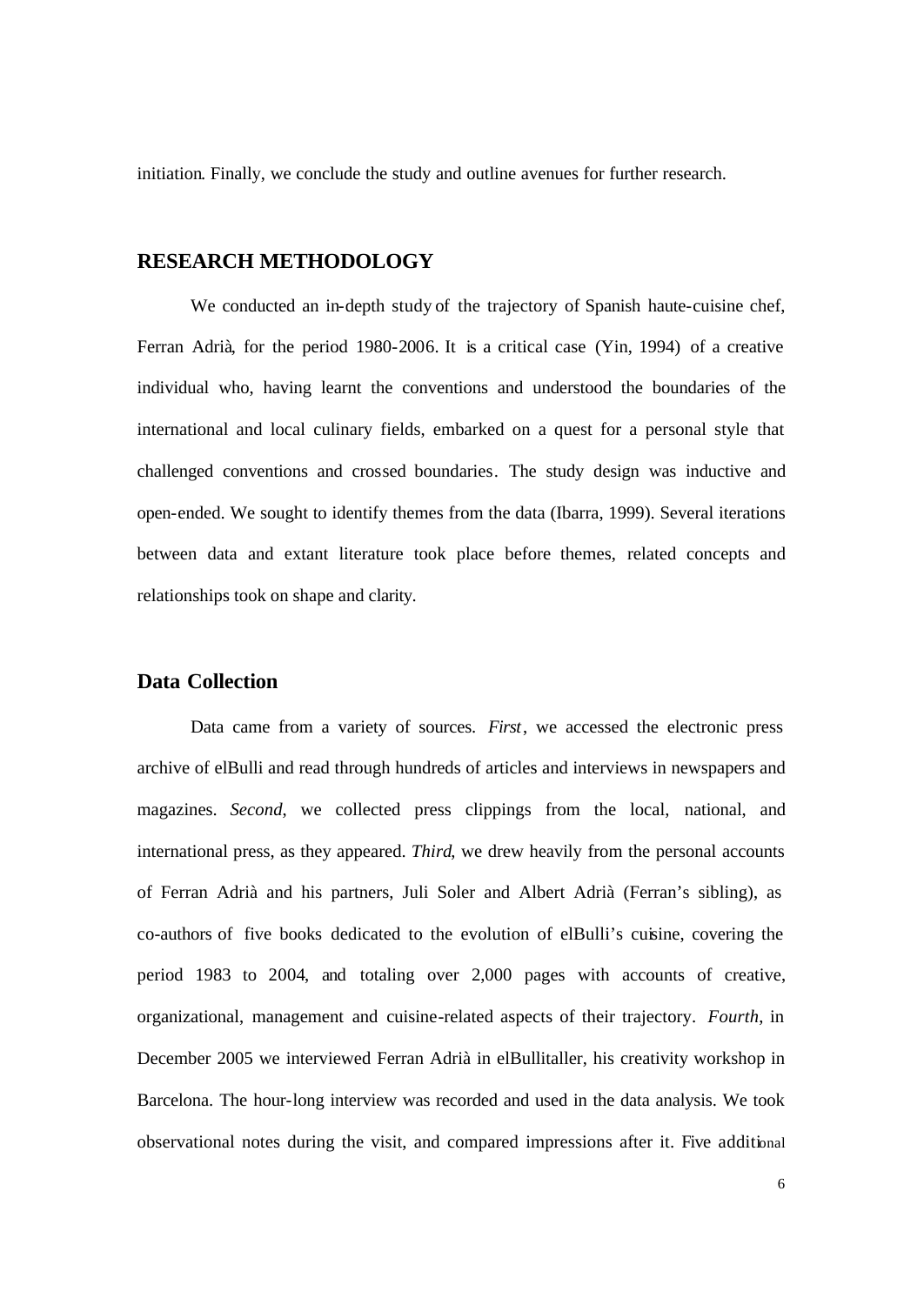initiation. Finally, we conclude the study and outline avenues for further research.

## RESEARCH METHODOLOGY

We conducted an in-depth study of the trajectory of Spanish haute-cuisine chef, Ferran Adrià, for the period 1980-2006. It is a critical case (Yin, 1994) of a creative individual who, having learnt the conventions and understood the boundaries of the international and local culinary fields, embarked on a quest for a personal style that challenged conventions and crossed boundaries. The study design was inductive and open-ended. We sought to identify themes from the data (Ibarra, 1999). Several iterations between data and extant literature took place before themes, related concepts and relationships took on shape and clarity.

### Data Collection

Data came from a variety of sources. *First*, we accessed the electronic press archive of elBulli and read through hundreds of articles and interviews in newspapers and magazines. *Second*, we collected press clippings from the local, national, and international press, as they appeared. *Third*, we drew heavily from the personal accounts of Ferran Adrià and his partners, Juli Soler and Albert Adrià (Ferran's sibling), as co-authors of five books dedicated to the evolution of elBulli's cuisine, covering the period 1983 to 2004, and totaling over 2,000 pages with accounts of creative, organizational, management and cuisine-related aspects of their trajectory. *Fourth*, in December 2005 we interviewed Ferran Adrià in elBullitaller, his creativity workshop in Barcelona. The hour-long interview was recorded and used in the data analysis. We took observational notes during the visit, and compared impressions after it. Five additional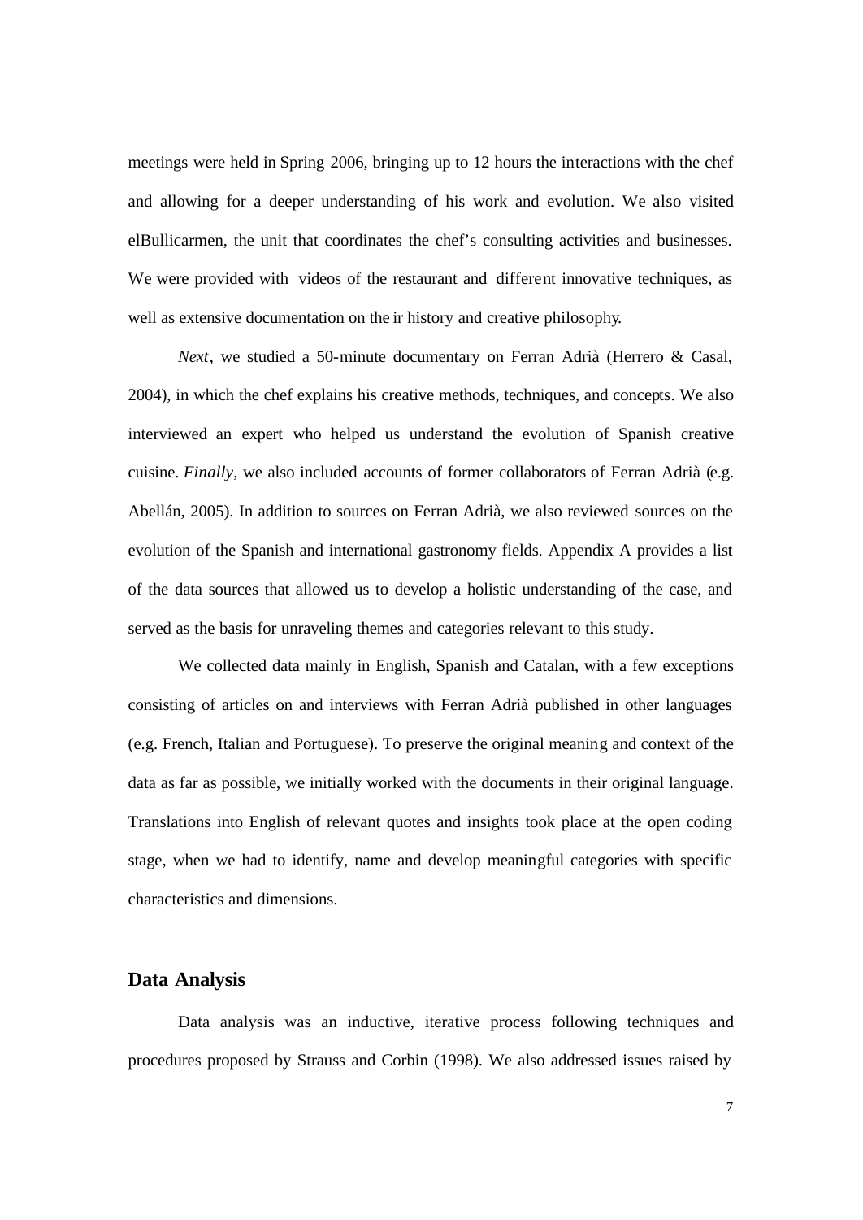meetings were held in Spring 2006, bringing up to 12 hours the interactions with the chef and allowing for a deeper understanding of his work and evolution. We also visited elBullicarmen, the unit that coordinates the chef's consulting activities and businesses. We were provided with videos of the restaurant and different innovative techniques, as well as extensive documentation on the ir history and creative philosophy.

*Next*, we studied a 50-minute documentary on Ferran Adrià (Herrero & Casal, 2004), in which the chef explains his creative methods, techniques, and concepts. We also interviewed an expert who helped us understand the evolution of Spanish creative cuisine. *Finally*, we also included accounts of former collaborators of Ferran Adrià (e.g. Abellán, 2005). In addition to sources on Ferran Adrià, we also reviewed sources on the evolution of the Spanish and international gastronomy fields. Appendix A provides a list of the data sources that allowed us to develop a holistic understanding of the case, and served as the basis for unraveling themes and categories relevant to this study.

We collected data mainly in English, Spanish and Catalan, with a few exceptions consisting of articles on and interviews with Ferran Adrià published in other languages (e.g. French, Italian and Portuguese). To preserve the original meaning and context of the data as far as possible, we initially worked with the documents in their original language. Translations into English of relevant quotes and insights took place at the open coding stage, when we had to identify, name and develop meaningful categories with specific characteristics and dimensions.

## Data Analysis

Data analysis was an inductive, iterative process following techniques and procedures proposed by Strauss and Corbin (1998). We also addressed issues raised by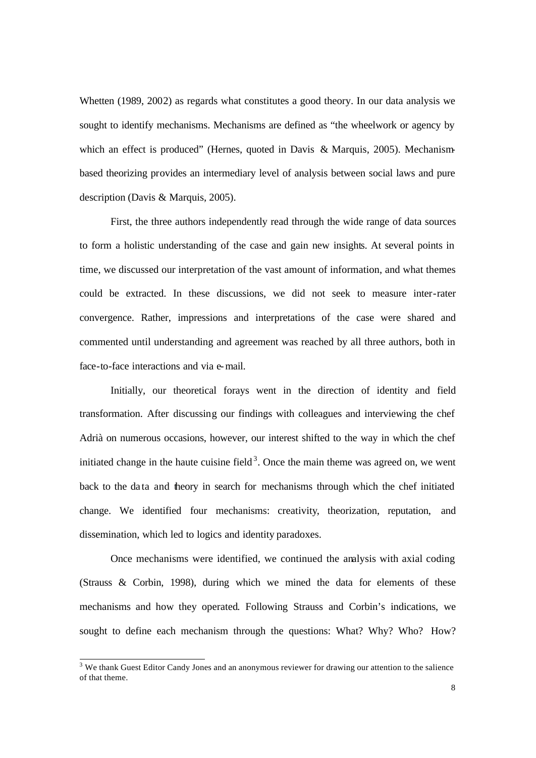Whetten (1989, 2002) as regards what constitutes a good theory. In our data analysis we sought to identify mechanisms. Mechanisms are defined as "the wheelwork or agency by which an effect is produced" (Hernes, quoted in Davis & Marquis, 2005). Mechanism-based theorizing provides an intermediary level of analysis between social laws and pure description (Davis & Marquis, 2005).

First, the three authors independently read through the wide range of data sources to form a holistic understanding of the case and gain new insights. At several points in time, we discussed our interpretation of the vast amount of information, and what themes could be extracted. In these discussions, we did not seek to measure inter-rater convergence. Rather, impressions and interpretations of the case were shared and commented until understanding and agreement was reached by all three authors, both in face-to-face interactions and via e-mail.

Initially, our theoretical forays went in the direction of identity and field transformation. After discussing our findings with colleagues and interviewing the chef Adrià on numerous occasions, however, our interest shifted to the way in which the chef initiated change in the haute cuisine field[3]. Once the main theme was agreed on, we went back to the data and theory in search for mechanisms through which the chef initiated change. We identified four mechanisms: creativity, theorization, reputation, and dissemination, which led to logics and identity paradoxes.

Once mechanisms were identified, we continued the analysis with axial coding (Strauss & Corbin, 1998), during which we mined the data for elements of these mechanisms and how they operated. Following Strauss and Corbin's indications, we sought to define each mechanism through the questions: What? Why? Who? How?

[3] We thank Guest Editor Candy Jones and an anonymous reviewer for drawing our attention to the salience of that theme.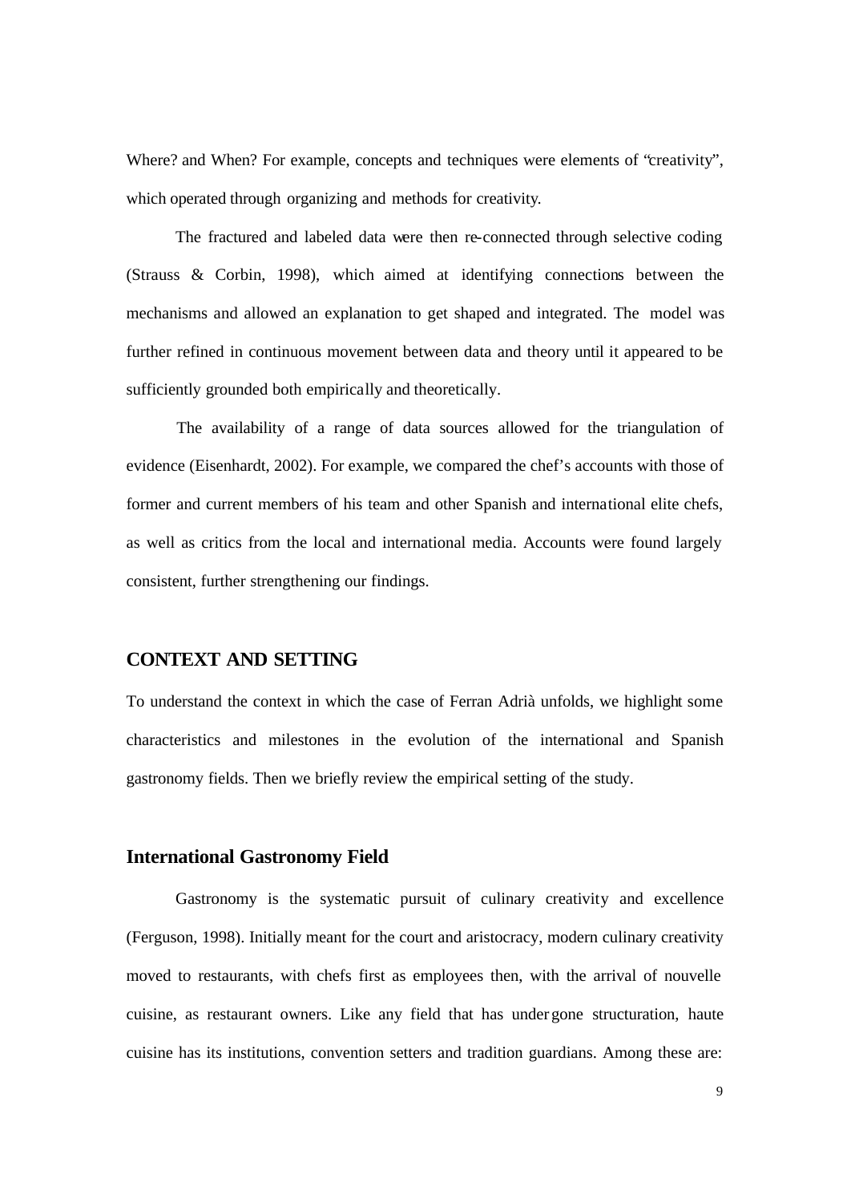Where? and When? For example, concepts and techniques were elements of "creativity", which operated through organizing and methods for creativity.

The fractured and labeled data were then re-connected through selective coding (Strauss & Corbin, 1998), which aimed at identifying connections between the mechanisms and allowed an explanation to get shaped and integrated. The model was further refined in continuous movement between data and theory until it appeared to be sufficiently grounded both empirically and theoretically.

The availability of a range of data sources allowed for the triangulation of evidence (Eisenhardt, 2002). For example, we compared the chef's accounts with those of former and current members of his team and other Spanish and international elite chefs, as well as critics from the local and international media. Accounts were found largely consistent, further strengthening our findings.

## CONTEXT AND SETTING

To understand the context in which the case of Ferran Adrià unfolds, we highlight some characteristics and milestones in the evolution of the international and Spanish gastronomy fields. Then we briefly review the empirical setting of the study.

### International Gastronomy Field

Gastronomy is the systematic pursuit of culinary creativity and excellence (Ferguson, 1998). Initially meant for the court and aristocracy, modern culinary creativity moved to restaurants, with chefs first as employees then, with the arrival of nouvelle cuisine, as restaurant owners. Like any field that has undergone structuration, haute cuisine has its institutions, convention setters and tradition guardians. Among these are: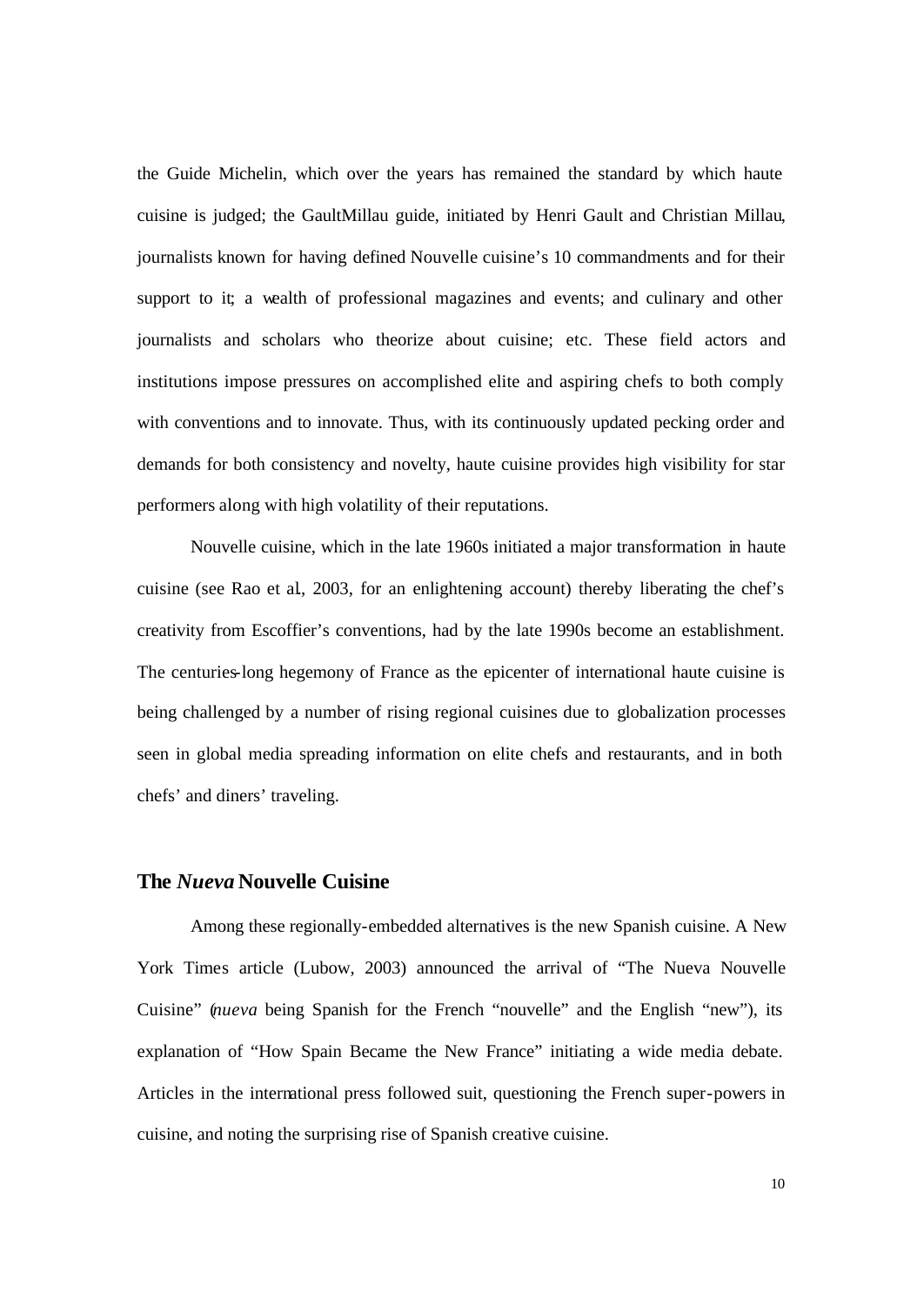the Guide Michelin, which over the years has remained the standard by which haute cuisine is judged; the GaultMillau guide, initiated by Henri Gault and Christian Millau, journalists known for having defined Nouvelle cuisine's 10 commandments and for their support to it; a wealth of professional magazines and events; and culinary and other journalists and scholars who theorize about cuisine; etc. These field actors and institutions impose pressures on accomplished elite and aspiring chefs to both comply with conventions and to innovate. Thus, with its continuously updated pecking order and demands for both consistency and novelty, haute cuisine provides high visibility for star performers along with high volatility of their reputations.

Nouvelle cuisine, which in the late 1960s initiated a major transformation in haute cuisine (see Rao et al., 2003, for an enlightening account) thereby liberating the chef's creativity from Escoffier's conventions, had by the late 1990s become an establishment. The centuries-long hegemony of France as the epicenter of international haute cuisine is being challenged by a number of rising regional cuisines due to globalization processes seen in global media spreading information on elite chefs and restaurants, and in both chefs' and diners' traveling.

## The *Nueva* Nouvelle Cuisine

Among these regionally-embedded alternatives is the new Spanish cuisine. A New York Times article (Lubow, 2003) announced the arrival of "The Nueva Nouvelle Cuisine" (*nueva* being Spanish for the French "nouvelle" and the English "new"), its explanation of "How Spain Became the New France" initiating a wide media debate. Articles in the international press followed suit, questioning the French super-powers in cuisine, and noting the surprising rise of Spanish creative cuisine.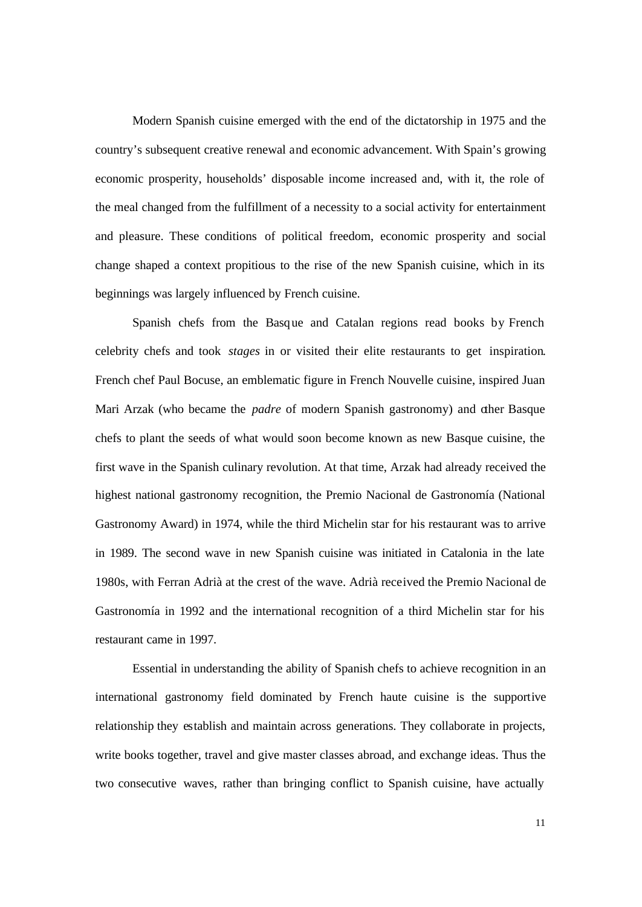Modern Spanish cuisine emerged with the end of the dictatorship in 1975 and the country's subsequent creative renewal and economic advancement. With Spain's growing economic prosperity, households' disposable income increased and, with it, the role of the meal changed from the fulfillment of a necessity to a social activity for entertainment and pleasure. These conditions of political freedom, economic prosperity and social change shaped a context propitious to the rise of the new Spanish cuisine, which in its beginnings was largely influenced by French cuisine.

Spanish chefs from the Basque and Catalan regions read books by French celebrity chefs and took *stages* in or visited their elite restaurants to get inspiration. French chef Paul Bocuse, an emblematic figure in French Nouvelle cuisine, inspired Juan Mari Arzak (who became the *padre* of modern Spanish gastronomy) and other Basque chefs to plant the seeds of what would soon become known as new Basque cuisine, the first wave in the Spanish culinary revolution. At that time, Arzak had already received the highest national gastronomy recognition, the Premio Nacional de Gastronomía (National Gastronomy Award) in 1974, while the third Michelin star for his restaurant was to arrive in 1989. The second wave in new Spanish cuisine was initiated in Catalonia in the late 1980s, with Ferran Adrià at the crest of the wave. Adrià received the Premio Nacional de Gastronomía in 1992 and the international recognition of a third Michelin star for his restaurant came in 1997.

Essential in understanding the ability of Spanish chefs to achieve recognition in an international gastronomy field dominated by French haute cuisine is the supportive relationship they establish and maintain across generations. They collaborate in projects, write books together, travel and give master classes abroad, and exchange ideas. Thus the two consecutive waves, rather than bringing conflict to Spanish cuisine, have actually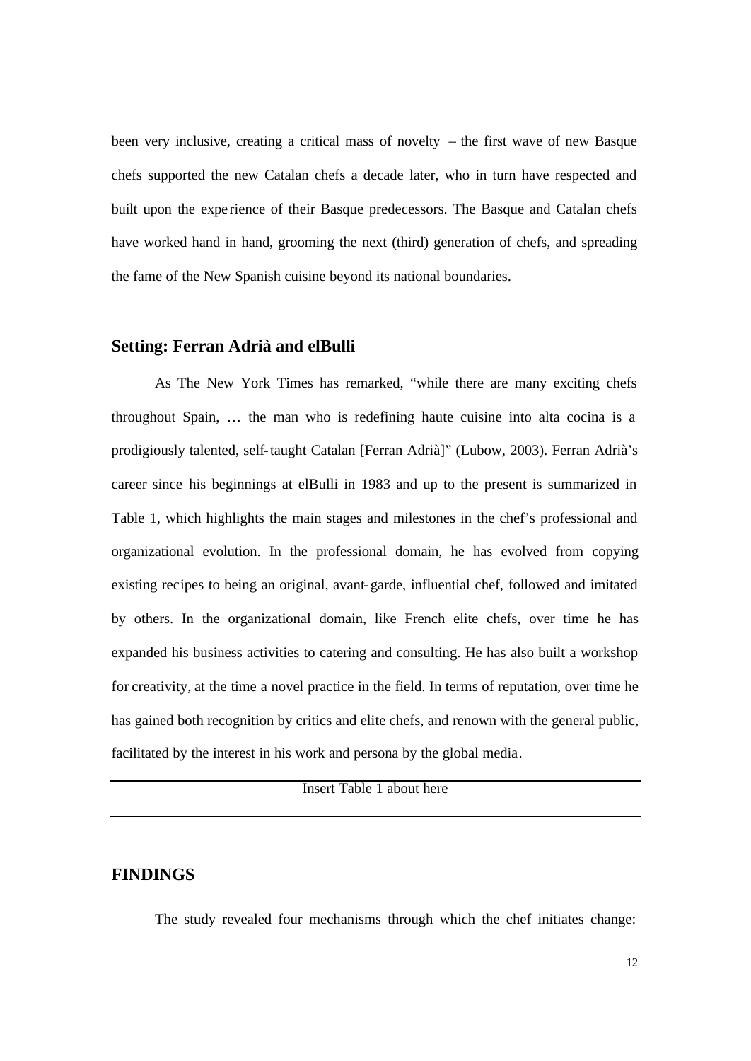been very inclusive, creating a critical mass of novelty – the first wave of new Basque chefs supported the new Catalan chefs a decade later, who in turn have respected and built upon the experience of their Basque predecessors. The Basque and Catalan chefs have worked hand in hand, grooming the next (third) generation of chefs, and spreading the fame of the New Spanish cuisine beyond its national boundaries.

## Setting: Ferran Adrià and elBulli

As The New York Times has remarked, "while there are many exciting chefs throughout Spain, … the man who is redefining haute cuisine into alta cocina is a prodigiously talented, self-taught Catalan [Ferran Adrià]" (Lubow, 2003). Ferran Adrià's career since his beginnings at elBulli in 1983 and up to the present is summarized in Table 1, which highlights the main stages and milestones in the chef's professional and organizational evolution. In the professional domain, he has evolved from copying existing recipes to being an original, avant-garde, influential chef, followed and imitated by others. In the organizational domain, like French elite chefs, over time he has expanded his business activities to catering and consulting. He has also built a workshop for creativity, at the time a novel practice in the field. In terms of reputation, over time he has gained both recognition by critics and elite chefs, and renown with the general public, facilitated by the interest in his work and persona by the global media.

Insert Table 1 about here

# FINDINGS

The study revealed four mechanisms through which the chef initiates change: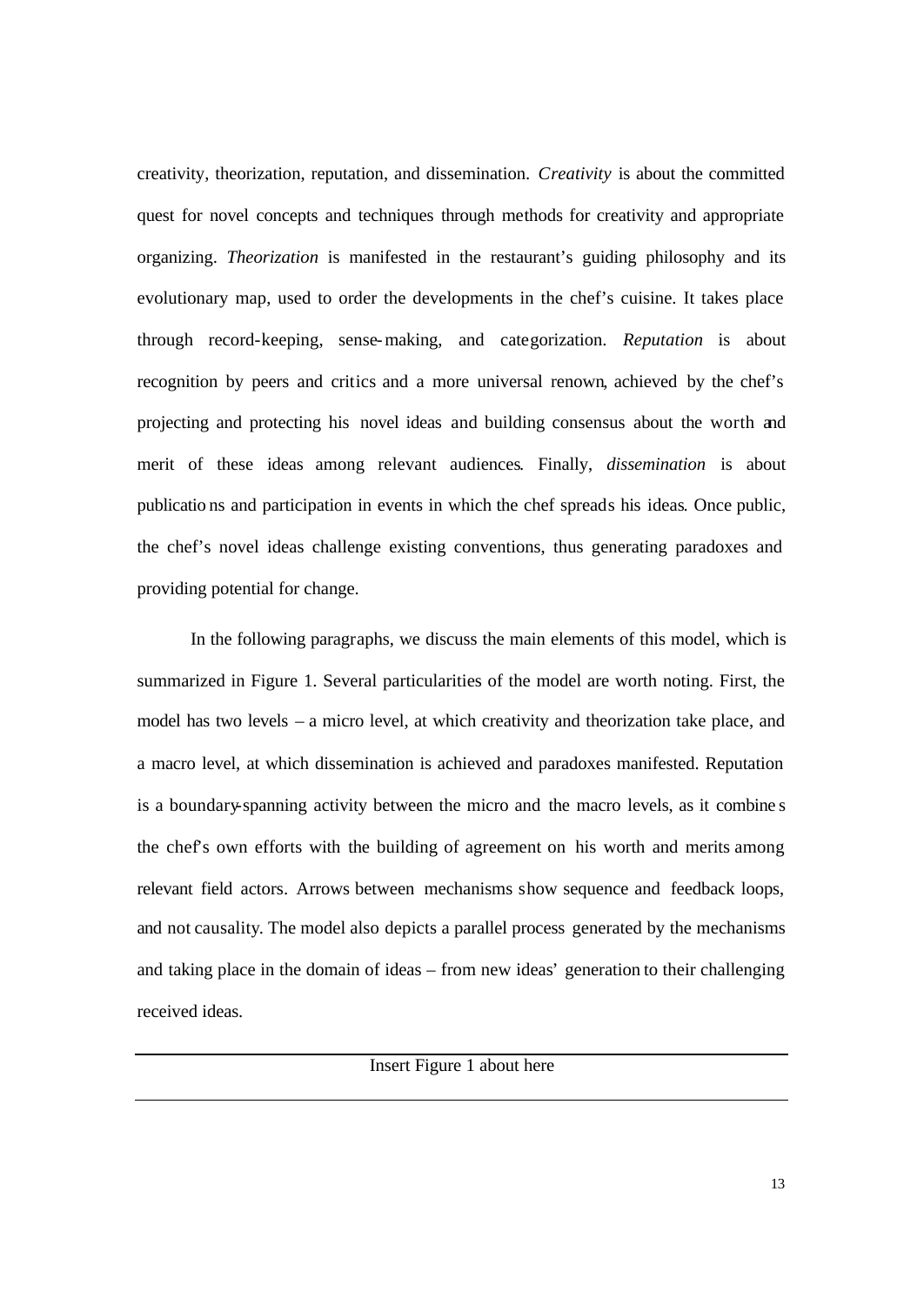creativity, theorization, reputation, and dissemination. *Creativity* is about the committed quest for novel concepts and techniques through methods for creativity and appropriate organizing. *Theorization* is manifested in the restaurant's guiding philosophy and its evolutionary map, used to order the developments in the chef's cuisine. It takes place through record-keeping, sense-making, and categorization. *Reputation* is about recognition by peers and critics and a more universal renown, achieved by the chef's projecting and protecting his novel ideas and building consensus about the worth and merit of these ideas among relevant audiences. Finally, *dissemination* is about publications and participation in events in which the chef spreads his ideas. Once public, the chef's novel ideas challenge existing conventions, thus generating paradoxes and providing potential for change.

In the following paragraphs, we discuss the main elements of this model, which is summarized in Figure 1. Several particularities of the model are worth noting. First, the model has two levels – a micro level, at which creativity and theorization take place, and a macro level, at which dissemination is achieved and paradoxes manifested. Reputation is a boundary-spanning activity between the micro and the macro levels, as it combines the chef's own efforts with the building of agreement on his worth and merits among relevant field actors. Arrows between mechanisms show sequence and feedback loops, and not causality. The model also depicts a parallel process generated by the mechanisms and taking place in the domain of ideas – from new ideas' generation to their challenging received ideas.

---

Insert Figure 1 about here

---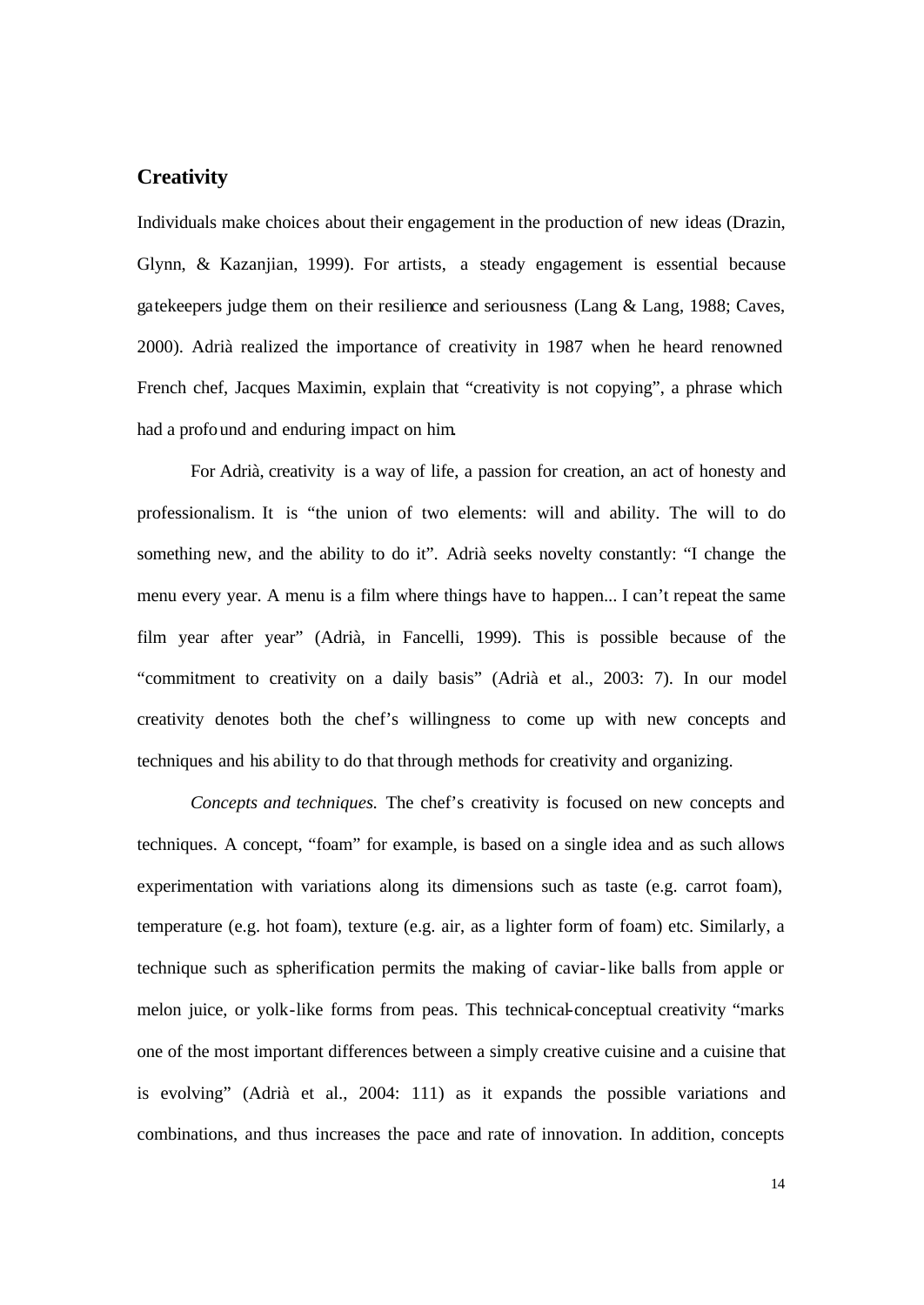## Creativity

Individuals make choices about their engagement in the production of new ideas (Drazin, Glynn, & Kazanjian, 1999). For artists, a steady engagement is essential because gatekeepers judge them on their resilience and seriousness (Lang & Lang, 1988; Caves, 2000). Adrià realized the importance of creativity in 1987 when he heard renowned French chef, Jacques Maximin, explain that "creativity is not copying", a phrase which had a profound and enduring impact on him.

For Adrià, creativity is a way of life, a passion for creation, an act of honesty and professionalism. It is "the union of two elements: will and ability. The will to do something new, and the ability to do it". Adrià seeks novelty constantly: "I change the menu every year. A menu is a film where things have to happen... I can't repeat the same film year after year" (Adrià, in Fancelli, 1999). This is possible because of the "commitment to creativity on a daily basis" (Adrià et al., 2003: 7). In our model creativity denotes both the chef's willingness to come up with new concepts and techniques and his ability to do that through methods for creativity and organizing.

*Concepts and techniques.* The chef's creativity is focused on new concepts and techniques. A concept, "foam" for example, is based on a single idea and as such allows experimentation with variations along its dimensions such as taste (e.g. carrot foam), temperature (e.g. hot foam), texture (e.g. air, as a lighter form of foam) etc. Similarly, a technique such as spherification permits the making of caviar-like balls from apple or melon juice, or yolk-like forms from peas. This technical-conceptual creativity "marks one of the most important differences between a simply creative cuisine and a cuisine that is evolving" (Adrià et al., 2004: 111) as it expands the possible variations and combinations, and thus increases the pace and rate of innovation. In addition, concepts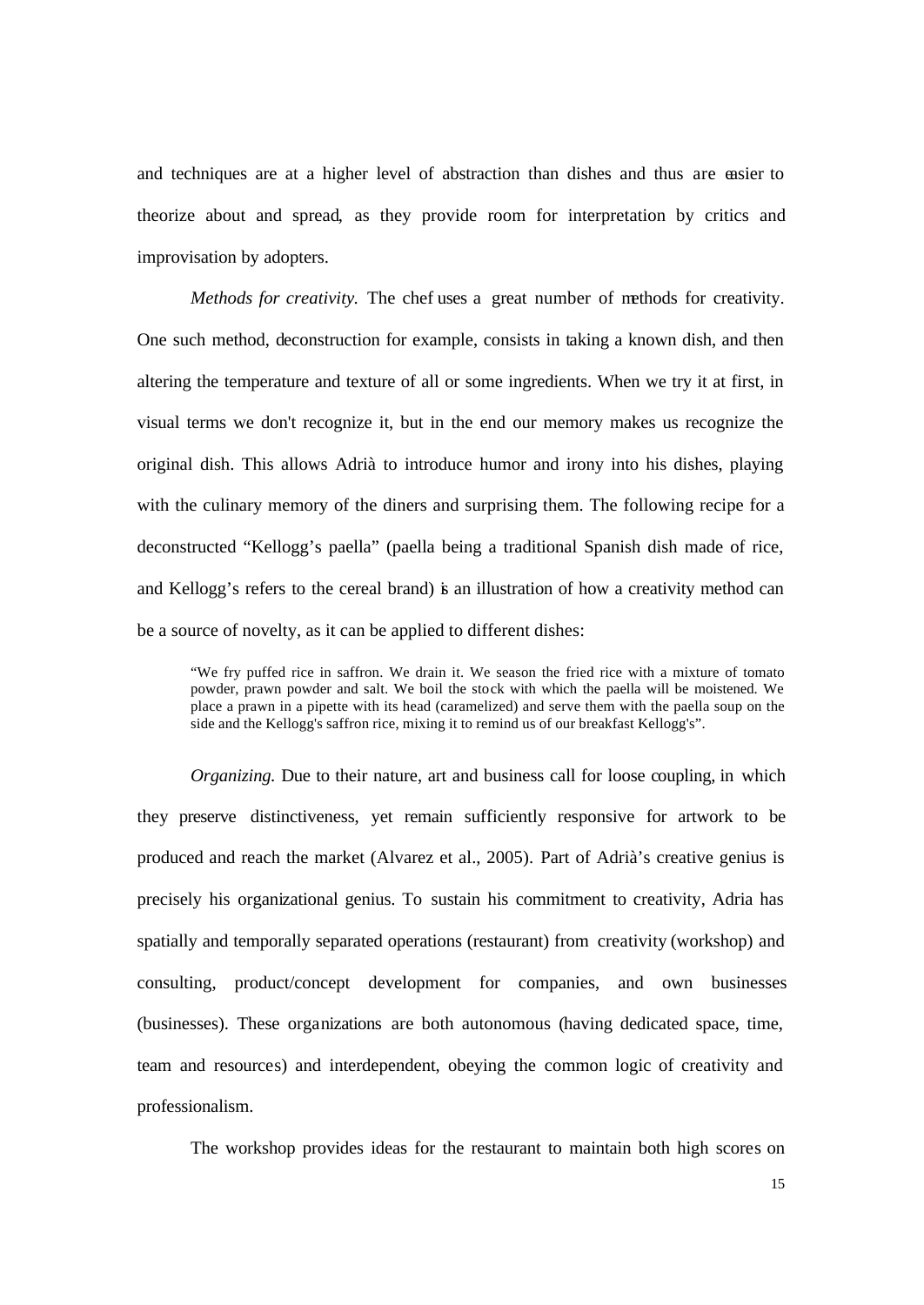and techniques are at a higher level of abstraction than dishes and thus are easier to theorize about and spread, as they provide room for interpretation by critics and improvisation by adopters.

*Methods for creativity.* The chef uses a great number of methods for creativity. One such method, deconstruction for example, consists in taking a known dish, and then altering the temperature and texture of all or some ingredients. When we try it at first, in visual terms we don't recognize it, but in the end our memory makes us recognize the original dish. This allows Adrià to introduce humor and irony into his dishes, playing with the culinary memory of the diners and surprising them. The following recipe for a deconstructed "Kellogg's paella" (paella being a traditional Spanish dish made of rice, and Kellogg's refers to the cereal brand) is an illustration of how a creativity method can be a source of novelty, as it can be applied to different dishes:

> "We fry puffed rice in saffron. We drain it. We season the fried rice with a mixture of tomato powder, prawn powder and salt. We boil the stock with which the paella will be moistened. We place a prawn in a pipette with its head (caramelized) and serve them with the paella soup on the side and the Kellogg's saffron rice, mixing it to remind us of our breakfast Kellogg's".

*Organizing.* Due to their nature, art and business call for loose coupling, in which they preserve distinctiveness, yet remain sufficiently responsive for artwork to be produced and reach the market (Alvarez et al., 2005). Part of Adrià's creative genius is precisely his organizational genius. To sustain his commitment to creativity, Adria has spatially and temporally separated operations (restaurant) from creativity (workshop) and consulting, product/concept development for companies, and own businesses (businesses). These organizations are both autonomous (having dedicated space, time, team and resources) and interdependent, obeying the common logic of creativity and professionalism.

The workshop provides ideas for the restaurant to maintain both high scores on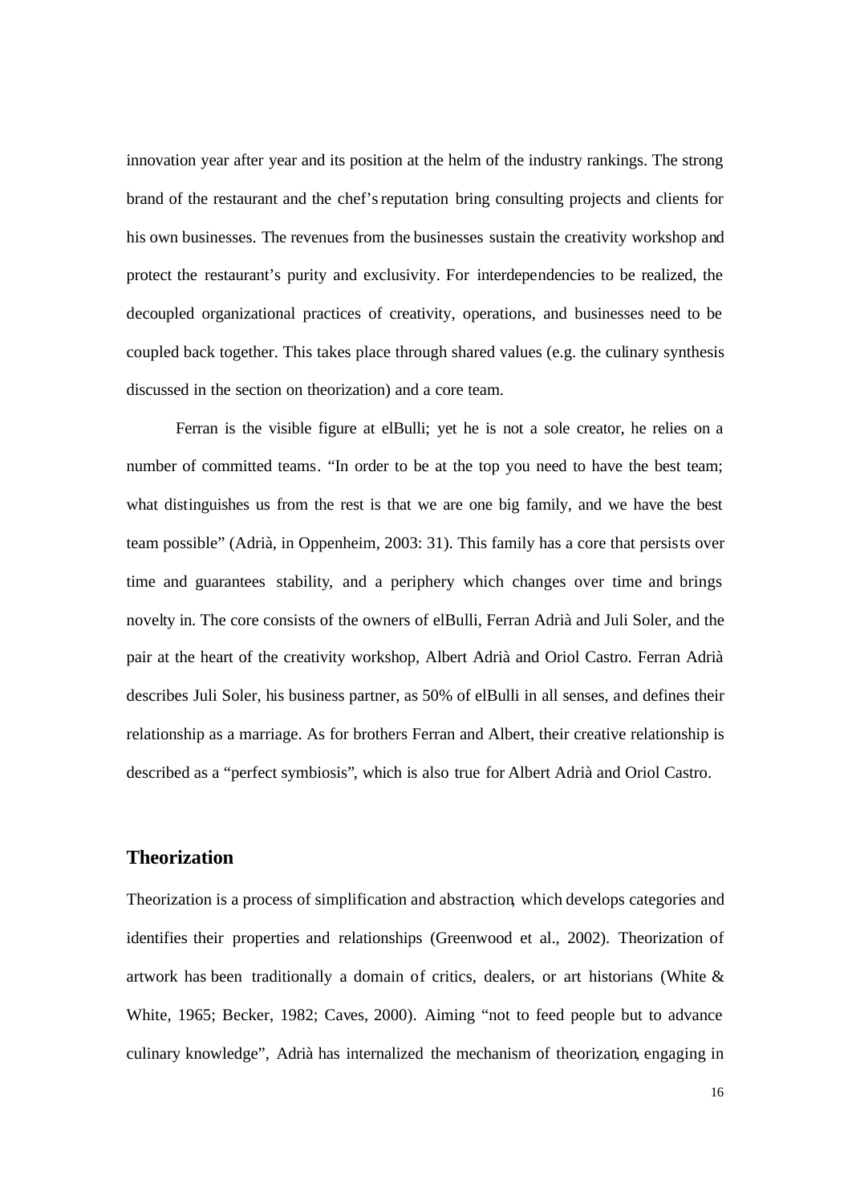innovation year after year and its position at the helm of the industry rankings. The strong brand of the restaurant and the chef's reputation bring consulting projects and clients for his own businesses. The revenues from the businesses sustain the creativity workshop and protect the restaurant's purity and exclusivity. For interdependencies to be realized, the decoupled organizational practices of creativity, operations, and businesses need to be coupled back together. This takes place through shared values (e.g. the culinary synthesis discussed in the section on theorization) and a core team.

Ferran is the visible figure at elBulli; yet he is not a sole creator, he relies on a number of committed teams. "In order to be at the top you need to have the best team; what distinguishes us from the rest is that we are one big family, and we have the best team possible" (Adrià, in Oppenheim, 2003: 31). This family has a core that persists over time and guarantees stability, and a periphery which changes over time and brings novelty in. The core consists of the owners of elBulli, Ferran Adrià and Juli Soler, and the pair at the heart of the creativity workshop, Albert Adrià and Oriol Castro. Ferran Adrià describes Juli Soler, his business partner, as 50% of elBulli in all senses, and defines their relationship as a marriage. As for brothers Ferran and Albert, their creative relationship is described as a "perfect symbiosis", which is also true for Albert Adrià and Oriol Castro.

## Theorization

Theorization is a process of simplification and abstraction, which develops categories and identifies their properties and relationships (Greenwood et al., 2002). Theorization of artwork has been traditionally a domain of critics, dealers, or art historians (White & White, 1965; Becker, 1982; Caves, 2000). Aiming "not to feed people but to advance culinary knowledge", Adrià has internalized the mechanism of theorization, engaging in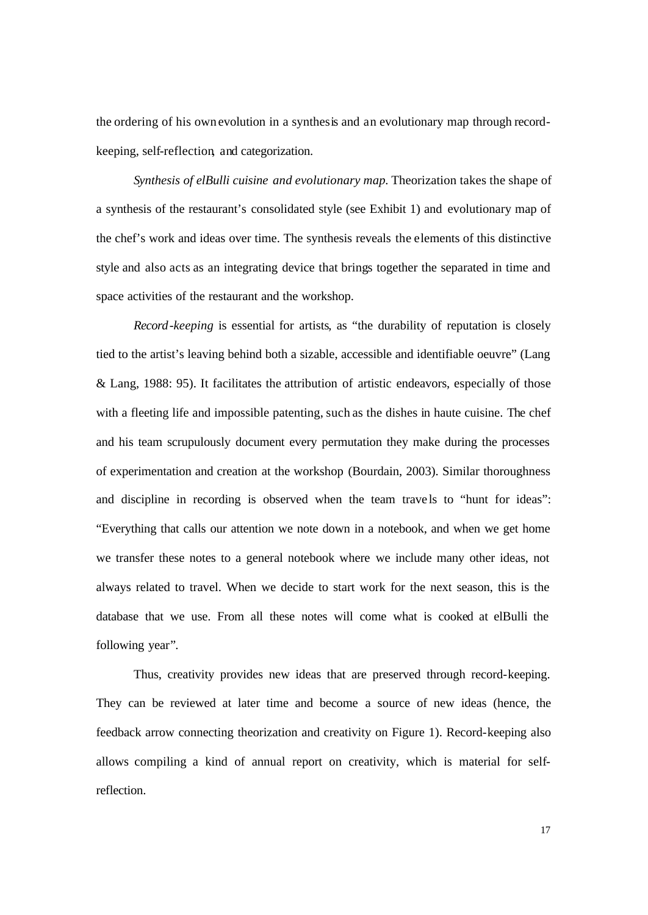the ordering of his own evolution in a synthesis and an evolutionary map through record-keeping, self-reflection, and categorization.

*Synthesis of elBulli cuisine and evolutionary map.* Theorization takes the shape of a synthesis of the restaurant's consolidated style (see Exhibit 1) and evolutionary map of the chef's work and ideas over time. The synthesis reveals the elements of this distinctive style and also acts as an integrating device that brings together the separated in time and space activities of the restaurant and the workshop.

*Record-keeping* is essential for artists, as "the durability of reputation is closely tied to the artist's leaving behind both a sizable, accessible and identifiable oeuvre" (Lang & Lang, 1988: 95). It facilitates the attribution of artistic endeavors, especially of those with a fleeting life and impossible patenting, such as the dishes in haute cuisine. The chef and his team scrupulously document every permutation they make during the processes of experimentation and creation at the workshop (Bourdain, 2003). Similar thoroughness and discipline in recording is observed when the team travels to "hunt for ideas": "Everything that calls our attention we note down in a notebook, and when we get home we transfer these notes to a general notebook where we include many other ideas, not always related to travel. When we decide to start work for the next season, this is the database that we use. From all these notes will come what is cooked at elBulli the following year".

Thus, creativity provides new ideas that are preserved through record-keeping. They can be reviewed at later time and become a source of new ideas (hence, the feedback arrow connecting theorization and creativity on Figure 1). Record-keeping also allows compiling a kind of annual report on creativity, which is material for self-reflection.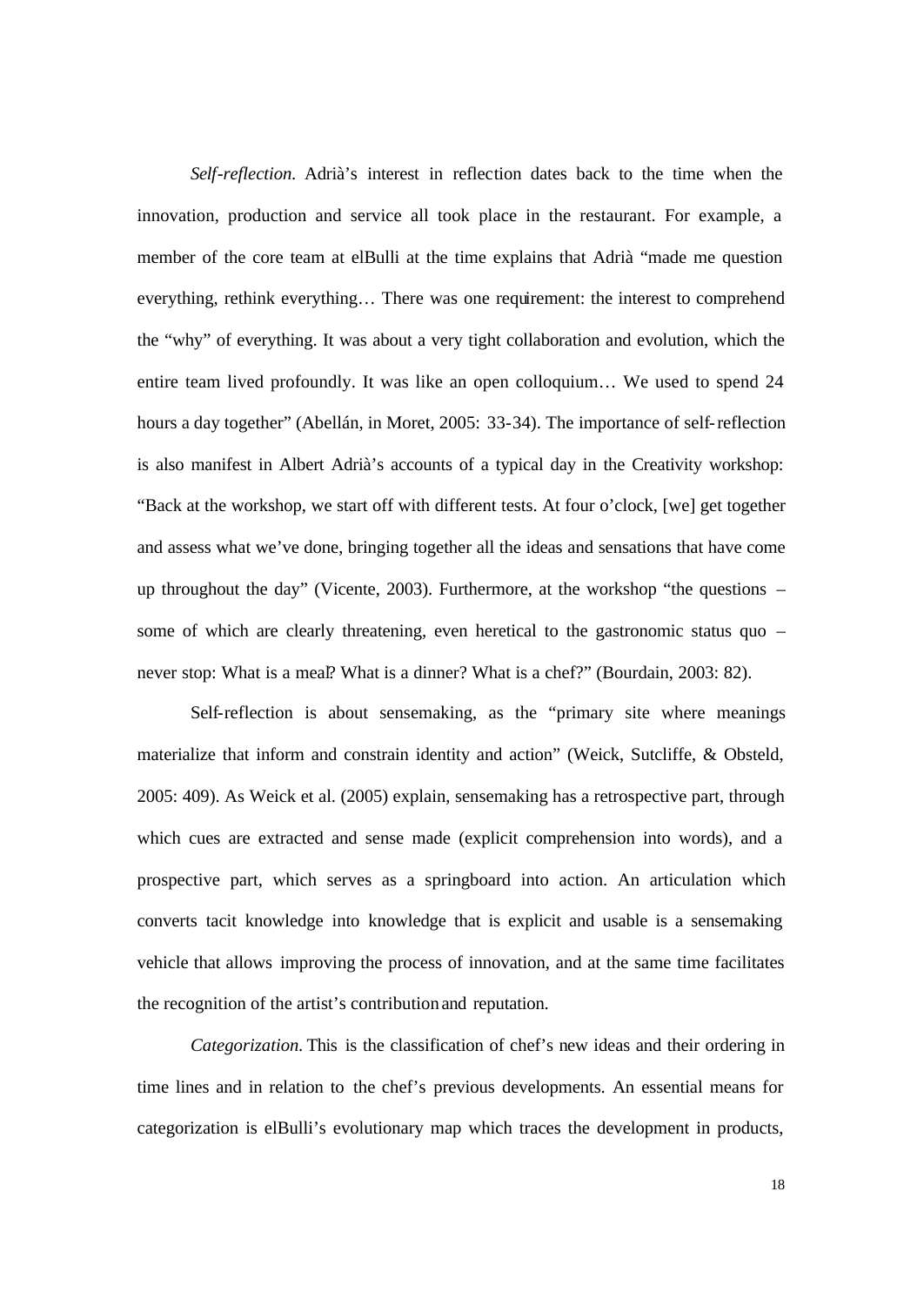*Self-reflection.* Adrià's interest in reflection dates back to the time when the innovation, production and service all took place in the restaurant. For example, a member of the core team at elBulli at the time explains that Adrià "made me question everything, rethink everything… There was one requirement: the interest to comprehend the "why" of everything. It was about a very tight collaboration and evolution, which the entire team lived profoundly. It was like an open colloquium… We used to spend 24 hours a day together" (Abellán, in Moret, 2005: 33-34). The importance of self-reflection is also manifest in Albert Adrià's accounts of a typical day in the Creativity workshop: "Back at the workshop, we start off with different tests. At four o'clock, [we] get together and assess what we've done, bringing together all the ideas and sensations that have come up throughout the day" (Vicente, 2003). Furthermore, at the workshop "the questions – some of which are clearly threatening, even heretical to the gastronomic status quo – never stop: What is a meal? What is a dinner? What is a chef?" (Bourdain, 2003: 82).

Self-reflection is about sensemaking, as the "primary site where meanings materialize that inform and constrain identity and action" (Weick, Sutcliffe, & Obsteld, 2005: 409). As Weick et al. (2005) explain, sensemaking has a retrospective part, through which cues are extracted and sense made (explicit comprehension into words), and a prospective part, which serves as a springboard into action. An articulation which converts tacit knowledge into knowledge that is explicit and usable is a sensemaking vehicle that allows improving the process of innovation, and at the same time facilitates the recognition of the artist's contribution and reputation.

*Categorization.* This is the classification of chef's new ideas and their ordering in time lines and in relation to the chef's previous developments. An essential means for categorization is elBulli's evolutionary map which traces the development in products,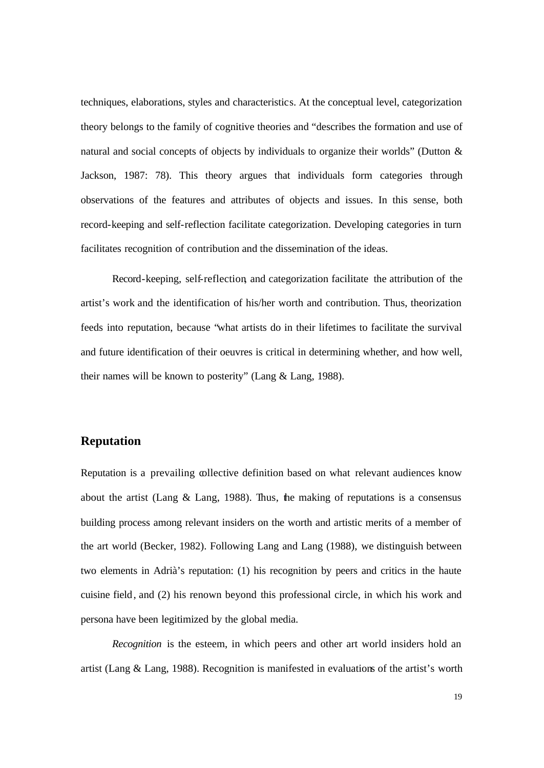techniques, elaborations, styles and characteristics. At the conceptual level, categorization theory belongs to the family of cognitive theories and "describes the formation and use of natural and social concepts of objects by individuals to organize their worlds" (Dutton & Jackson, 1987: 78). This theory argues that individuals form categories through observations of the features and attributes of objects and issues. In this sense, both record-keeping and self-reflection facilitate categorization. Developing categories in turn facilitates recognition of contribution and the dissemination of the ideas.

Record-keeping, self-reflection, and categorization facilitate the attribution of the artist's work and the identification of his/her worth and contribution. Thus, theorization feeds into reputation, because "what artists do in their lifetimes to facilitate the survival and future identification of their oeuvres is critical in determining whether, and how well, their names will be known to posterity" (Lang & Lang, 1988).

## Reputation

Reputation is a prevailing collective definition based on what relevant audiences know about the artist (Lang & Lang, 1988). Thus, the making of reputations is a consensus building process among relevant insiders on the worth and artistic merits of a member of the art world (Becker, 1982). Following Lang and Lang (1988), we distinguish between two elements in Adrià's reputation: (1) his recognition by peers and critics in the haute cuisine field, and (2) his renown beyond this professional circle, in which his work and persona have been legitimized by the global media.

*Recognition* is the esteem, in which peers and other art world insiders hold an artist (Lang & Lang, 1988). Recognition is manifested in evaluations of the artist's worth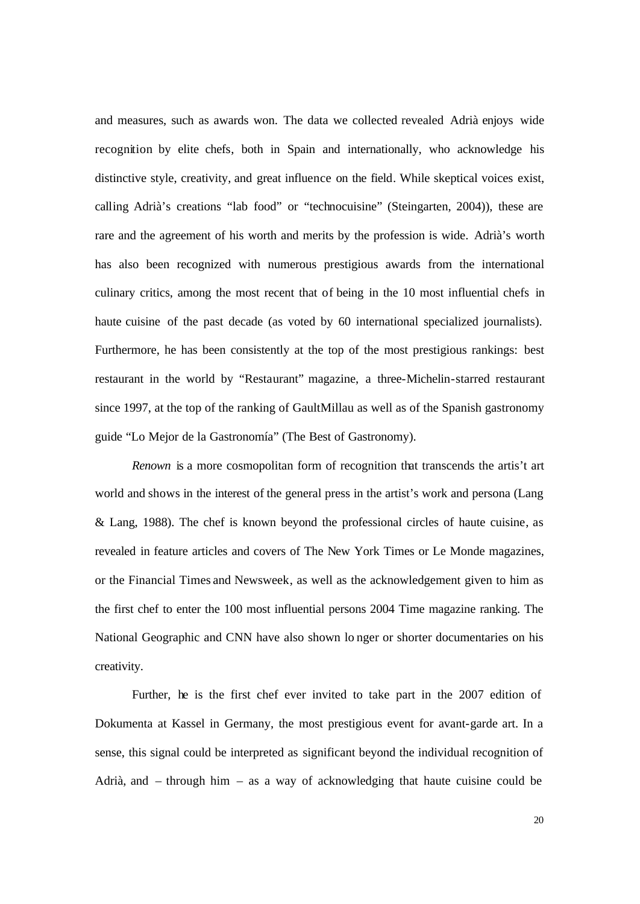and measures, such as awards won. The data we collected revealed Adrià enjoys wide recognition by elite chefs, both in Spain and internationally, who acknowledge his distinctive style, creativity, and great influence on the field. While skeptical voices exist, calling Adrià's creations "lab food" or "technocuisine" (Steingarten, 2004)), these are rare and the agreement of his worth and merits by the profession is wide. Adrià's worth has also been recognized with numerous prestigious awards from the international culinary critics, among the most recent that of being in the 10 most influential chefs in haute cuisine of the past decade (as voted by 60 international specialized journalists). Furthermore, he has been consistently at the top of the most prestigious rankings: best restaurant in the world by "Restaurant" magazine, a three-Michelin-starred restaurant since 1997, at the top of the ranking of GaultMillau as well as of the Spanish gastronomy guide "Lo Mejor de la Gastronomía" (The Best of Gastronomy).

*Renown* is a more cosmopolitan form of recognition that transcends the artis't art world and shows in the interest of the general press in the artist's work and persona (Lang & Lang, 1988). The chef is known beyond the professional circles of haute cuisine, as revealed in feature articles and covers of The New York Times or Le Monde magazines, or the Financial Times and Newsweek, as well as the acknowledgement given to him as the first chef to enter the 100 most influential persons 2004 Time magazine ranking. The National Geographic and CNN have also shown lo nger or shorter documentaries on his creativity.

Further, he is the first chef ever invited to take part in the 2007 edition of Dokumenta at Kassel in Germany, the most prestigious event for avant-garde art. In a sense, this signal could be interpreted as significant beyond the individual recognition of Adrià, and – through him – as a way of acknowledging that haute cuisine could be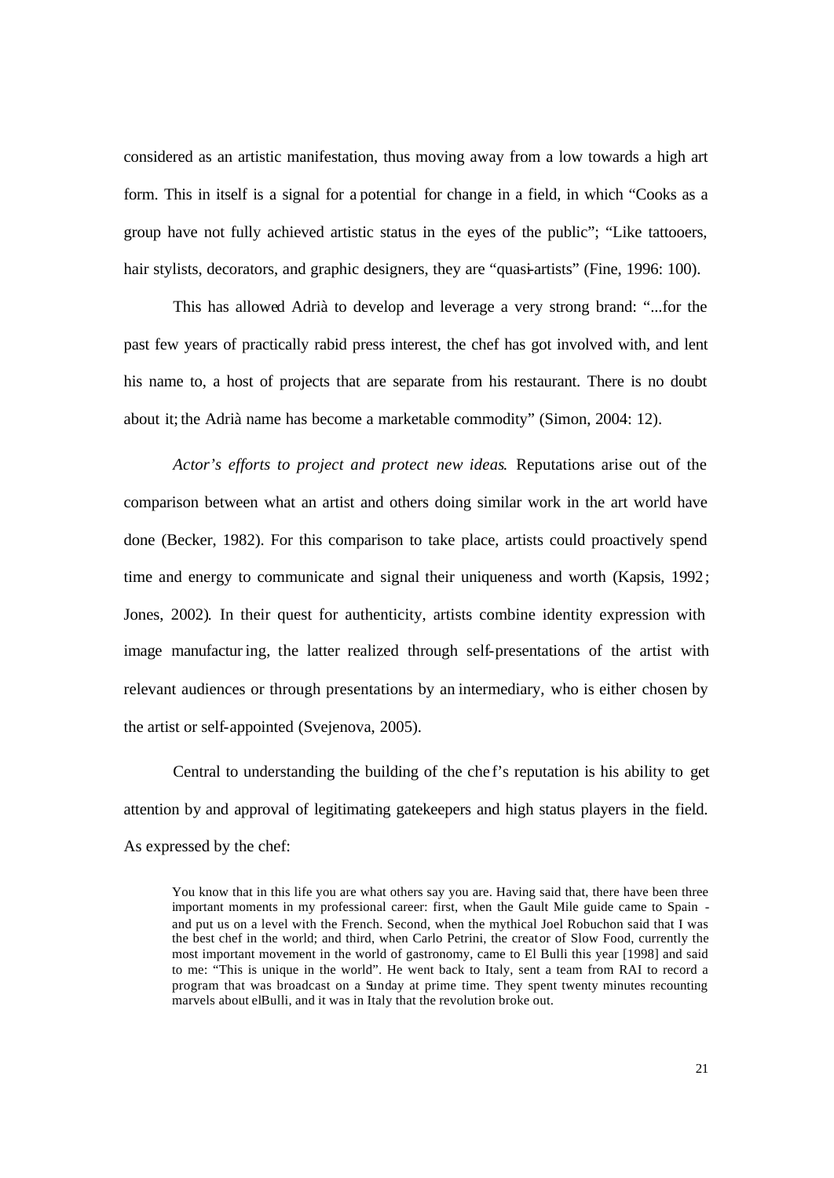considered as an artistic manifestation, thus moving away from a low towards a high art form. This in itself is a signal for a potential for change in a field, in which "Cooks as a group have not fully achieved artistic status in the eyes of the public"; "Like tattooers, hair stylists, decorators, and graphic designers, they are "quasi-artists" (Fine, 1996: 100).

This has allowed Adrià to develop and leverage a very strong brand: "...for the past few years of practically rabid press interest, the chef has got involved with, and lent his name to, a host of projects that are separate from his restaurant. There is no doubt about it; the Adrià name has become a marketable commodity" (Simon, 2004: 12).

*Actor's efforts to project and protect new ideas*. Reputations arise out of the comparison between what an artist and others doing similar work in the art world have done (Becker, 1982). For this comparison to take place, artists could proactively spend time and energy to communicate and signal their uniqueness and worth (Kapsis, 1992; Jones, 2002). In their quest for authenticity, artists combine identity expression with image manufacturing, the latter realized through self-presentations of the artist with relevant audiences or through presentations by an intermediary, who is either chosen by the artist or self-appointed (Svejenova, 2005).

Central to understanding the building of the chef's reputation is his ability to get attention by and approval of legitimating gatekeepers and high status players in the field. As expressed by the chef:

> You know that in this life you are what others say you are. Having said that, there have been three important moments in my professional career: first, when the Gault Mile guide came to Spain - and put us on a level with the French. Second, when the mythical Joel Robuchon said that I was the best chef in the world; and third, when Carlo Petrini, the creator of Slow Food, currently the most important movement in the world of gastronomy, came to El Bulli this year [1998] and said to me: "This is unique in the world". He went back to Italy, sent a team from RAI to record a program that was broadcast on a Sunday at prime time. They spent twenty minutes recounting marvels about elBulli, and it was in Italy that the revolution broke out.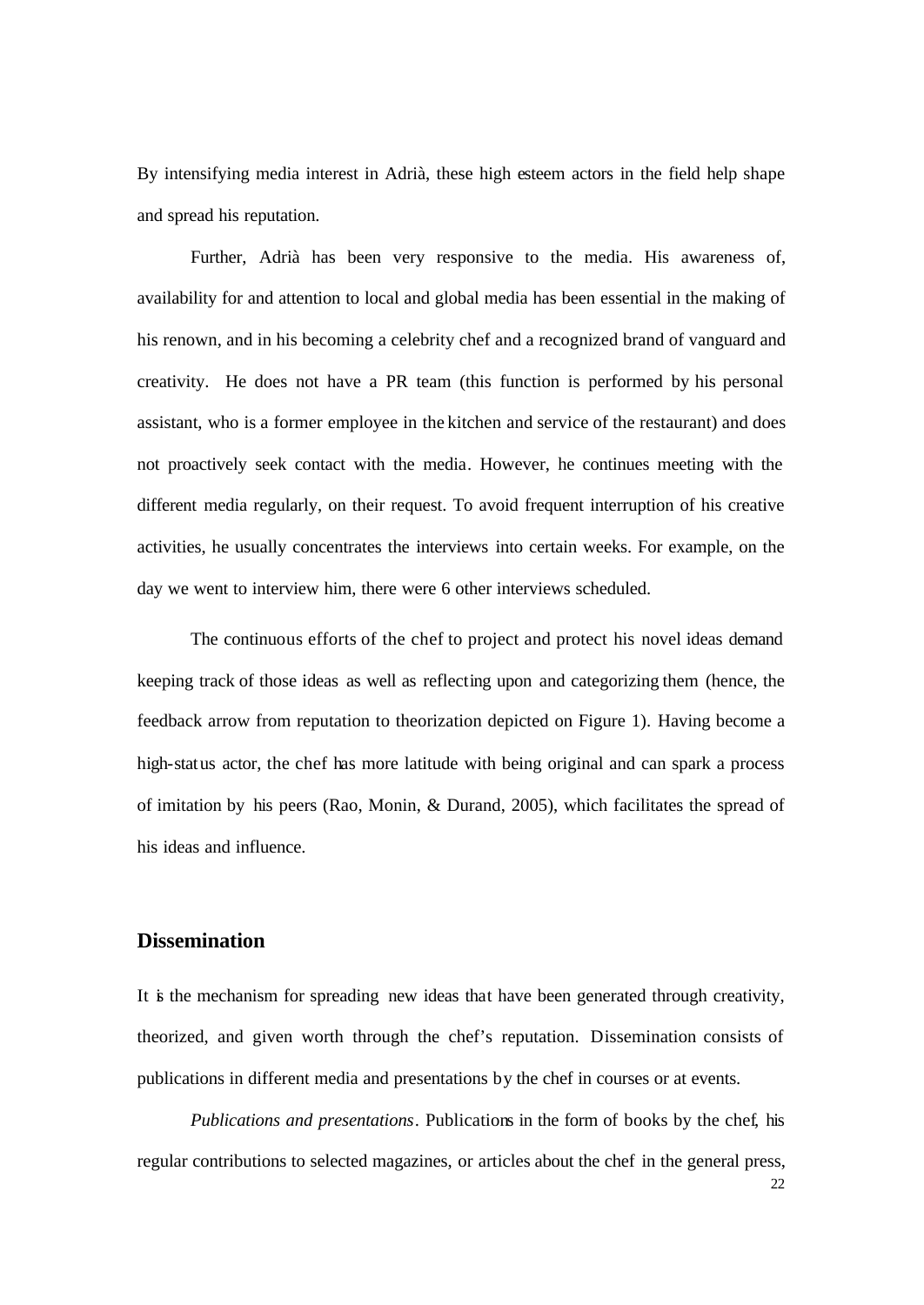By intensifying media interest in Adrià, these high esteem actors in the field help shape and spread his reputation.

Further, Adrià has been very responsive to the media. His awareness of, availability for and attention to local and global media has been essential in the making of his renown, and in his becoming a celebrity chef and a recognized brand of vanguard and creativity. He does not have a PR team (this function is performed by his personal assistant, who is a former employee in the kitchen and service of the restaurant) and does not proactively seek contact with the media. However, he continues meeting with the different media regularly, on their request. To avoid frequent interruption of his creative activities, he usually concentrates the interviews into certain weeks. For example, on the day we went to interview him, there were 6 other interviews scheduled.

The continuous efforts of the chef to project and protect his novel ideas demand keeping track of those ideas as well as reflecting upon and categorizing them (hence, the feedback arrow from reputation to theorization depicted on Figure 1). Having become a high-status actor, the chef has more latitude with being original and can spark a process of imitation by his peers (Rao, Monin, & Durand, 2005), which facilitates the spread of his ideas and influence.

## Dissemination

It is the mechanism for spreading new ideas that have been generated through creativity, theorized, and given worth through the chef's reputation. Dissemination consists of publications in different media and presentations by the chef in courses or at events.

*Publications and presentations*. Publications in the form of books by the chef, his regular contributions to selected magazines, or articles about the chef in the general press,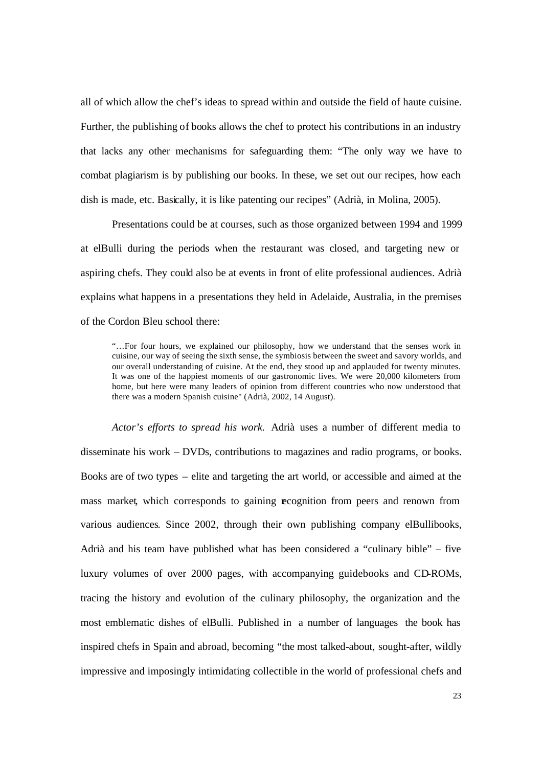all of which allow the chef's ideas to spread within and outside the field of haute cuisine. Further, the publishing of books allows the chef to protect his contributions in an industry that lacks any other mechanisms for safeguarding them: "The only way we have to combat plagiarism is by publishing our books. In these, we set out our recipes, how each dish is made, etc. Basically, it is like patenting our recipes" (Adrià, in Molina, 2005).

Presentations could be at courses, such as those organized between 1994 and 1999 at elBulli during the periods when the restaurant was closed, and targeting new or aspiring chefs. They could also be at events in front of elite professional audiences. Adrià explains what happens in a presentations they held in Adelaide, Australia, in the premises of the Cordon Bleu school there:

> "…For four hours, we explained our philosophy, how we understand that the senses work in cuisine, our way of seeing the sixth sense, the symbiosis between the sweet and savory worlds, and our overall understanding of cuisine. At the end, they stood up and applauded for twenty minutes. It was one of the happiest moments of our gastronomic lives. We were 20,000 kilometers from home, but here were many leaders of opinion from different countries who now understood that there was a modern Spanish cuisine" (Adrià, 2002, 14 August).

*Actor's efforts to spread his work.* Adrià uses a number of different media to disseminate his work – DVDs, contributions to magazines and radio programs, or books. Books are of two types – elite and targeting the art world, or accessible and aimed at the mass market, which corresponds to gaining recognition from peers and renown from various audiences. Since 2002, through their own publishing company elBullibooks, Adrià and his team have published what has been considered a "culinary bible" – five luxury volumes of over 2000 pages, with accompanying guidebooks and CD-ROMs, tracing the history and evolution of the culinary philosophy, the organization and the most emblematic dishes of elBulli. Published in a number of languages the book has inspired chefs in Spain and abroad, becoming "the most talked-about, sought-after, wildly impressive and imposingly intimidating collectible in the world of professional chefs and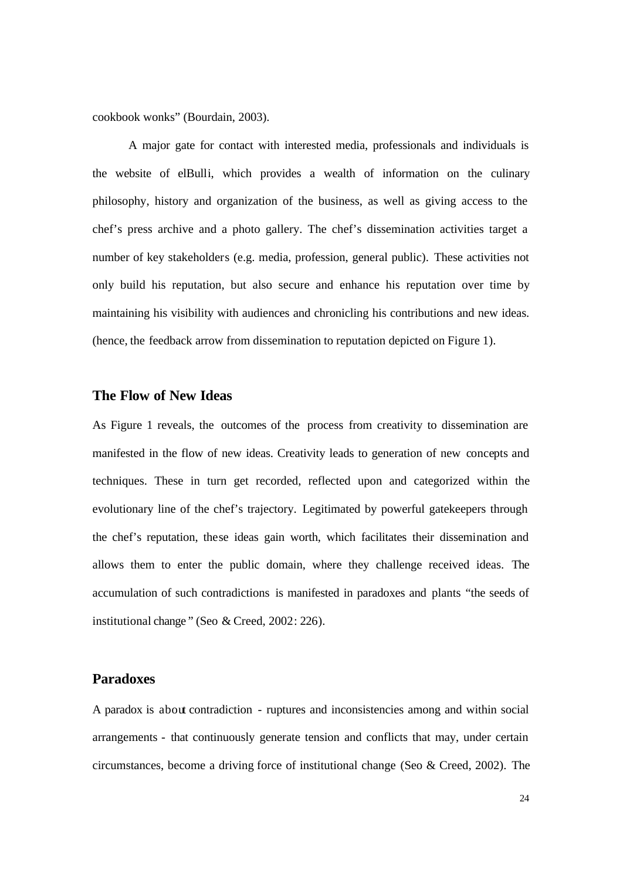cookbook wonks" (Bourdain, 2003).

A major gate for contact with interested media, professionals and individuals is the website of elBulli, which provides a wealth of information on the culinary philosophy, history and organization of the business, as well as giving access to the chef's press archive and a photo gallery. The chef's dissemination activities target a number of key stakeholders (e.g. media, profession, general public). These activities not only build his reputation, but also secure and enhance his reputation over time by maintaining his visibility with audiences and chronicling his contributions and new ideas. (hence, the feedback arrow from dissemination to reputation depicted on Figure 1).

## The Flow of New Ideas

As Figure 1 reveals, the outcomes of the process from creativity to dissemination are manifested in the flow of new ideas. Creativity leads to generation of new concepts and techniques. These in turn get recorded, reflected upon and categorized within the evolutionary line of the chef's trajectory. Legitimated by powerful gatekeepers through the chef's reputation, these ideas gain worth, which facilitates their dissemination and allows them to enter the public domain, where they challenge received ideas. The accumulation of such contradictions is manifested in paradoxes and plants "the seeds of institutional change" (Seo & Creed, 2002: 226).

## Paradoxes

A paradox is about contradiction - ruptures and inconsistencies among and within social arrangements - that continuously generate tension and conflicts that may, under certain circumstances, become a driving force of institutional change (Seo & Creed, 2002). The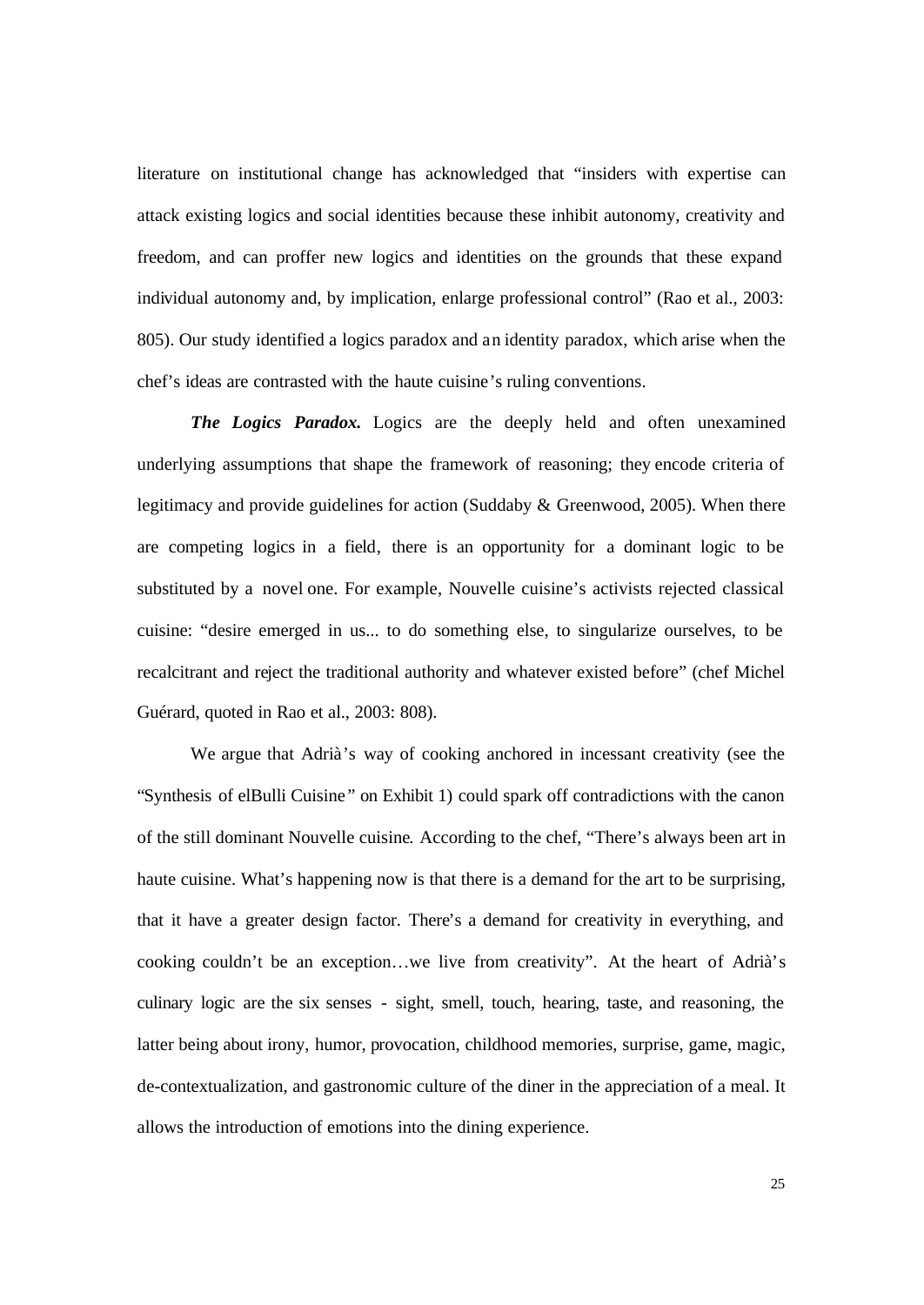literature on institutional change has acknowledged that "insiders with expertise can attack existing logics and social identities because these inhibit autonomy, creativity and freedom, and can proffer new logics and identities on the grounds that these expand individual autonomy and, by implication, enlarge professional control" (Rao et al., 2003: 805). Our study identified a logics paradox and an identity paradox, which arise when the chef's ideas are contrasted with the haute cuisine's ruling conventions.

***The Logics Paradox.*** Logics are the deeply held and often unexamined underlying assumptions that shape the framework of reasoning; they encode criteria of legitimacy and provide guidelines for action (Suddaby & Greenwood, 2005). When there are competing logics in a field, there is an opportunity for a dominant logic to be substituted by a novel one. For example, Nouvelle cuisine's activists rejected classical cuisine: "desire emerged in us... to do something else, to singularize ourselves, to be recalcitrant and reject the traditional authority and whatever existed before" (chef Michel Guérard, quoted in Rao et al., 2003: 808).

We argue that Adrià's way of cooking anchored in incessant creativity (see the "Synthesis of elBulli Cuisine" on Exhibit 1) could spark off contradictions with the canon of the still dominant Nouvelle cuisine. According to the chef, "There's always been art in haute cuisine. What's happening now is that there is a demand for the art to be surprising, that it have a greater design factor. There's a demand for creativity in everything, and cooking couldn't be an exception…we live from creativity". At the heart of Adrià's culinary logic are the six senses - sight, smell, touch, hearing, taste, and reasoning, the latter being about irony, humor, provocation, childhood memories, surprise, game, magic, de-contextualization, and gastronomic culture of the diner in the appreciation of a meal. It allows the introduction of emotions into the dining experience.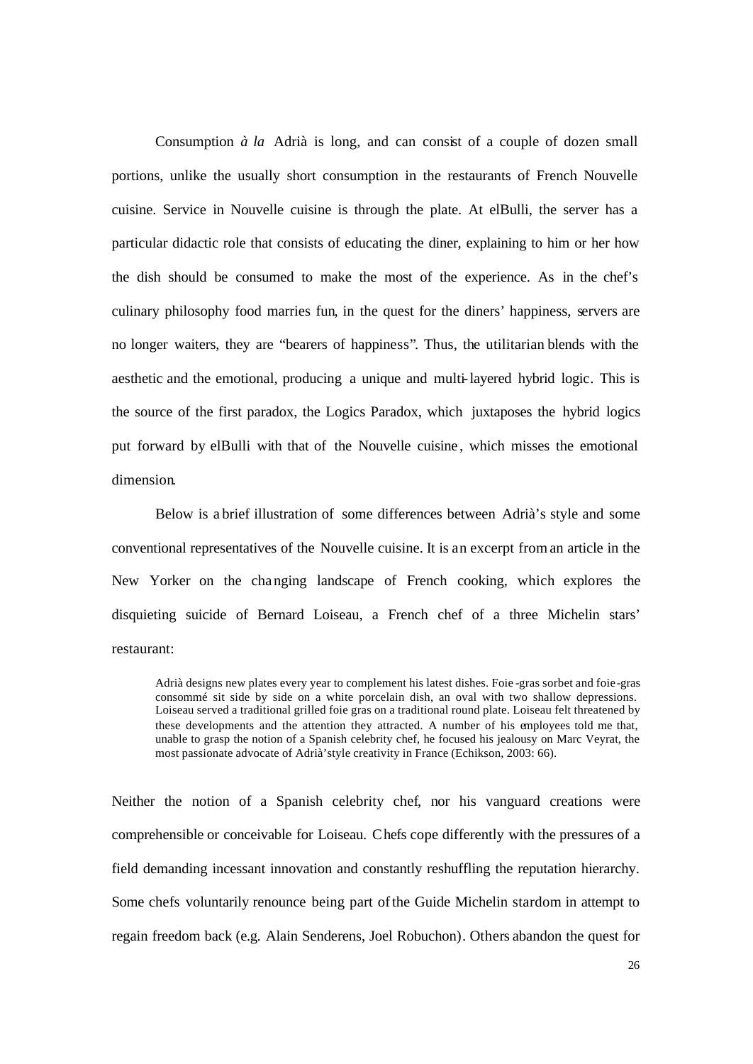Consumption *à la* Adrià is long, and can consist of a couple of dozen small portions, unlike the usually short consumption in the restaurants of French Nouvelle cuisine. Service in Nouvelle cuisine is through the plate. At elBulli, the server has a particular didactic role that consists of educating the diner, explaining to him or her how the dish should be consumed to make the most of the experience. As in the chef's culinary philosophy food marries fun, in the quest for the diners' happiness, servers are no longer waiters, they are "bearers of happiness". Thus, the utilitarian blends with the aesthetic and the emotional, producing a unique and multi-layered hybrid logic. This is the source of the first paradox, the Logics Paradox, which juxtaposes the hybrid logics put forward by elBulli with that of the Nouvelle cuisine, which misses the emotional dimension.

Below is a brief illustration of some differences between Adrià's style and some conventional representatives of the Nouvelle cuisine. It is an excerpt from an article in the New Yorker on the changing landscape of French cooking, which explores the disquieting suicide of Bernard Loiseau, a French chef of a three Michelin stars' restaurant:

> Adrià designs new plates every year to complement his latest dishes. Foie-gras sorbet and foie-gras consommé sit side by side on a white porcelain dish, an oval with two shallow depressions. Loiseau served a traditional grilled foie gras on a traditional round plate. Loiseau felt threatened by these developments and the attention they attracted. A number of his employees told me that, unable to grasp the notion of a Spanish celebrity chef, he focused his jealousy on Marc Veyrat, the most passionate advocate of Adrià'style creativity in France (Echikson, 2003: 66).

Neither the notion of a Spanish celebrity chef, nor his vanguard creations were comprehensible or conceivable for Loiseau. Chefs cope differently with the pressures of a field demanding incessant innovation and constantly reshuffling the reputation hierarchy. Some chefs voluntarily renounce being part of the Guide Michelin stardom in attempt to regain freedom back (e.g. Alain Senderens, Joel Robuchon). Others abandon the quest for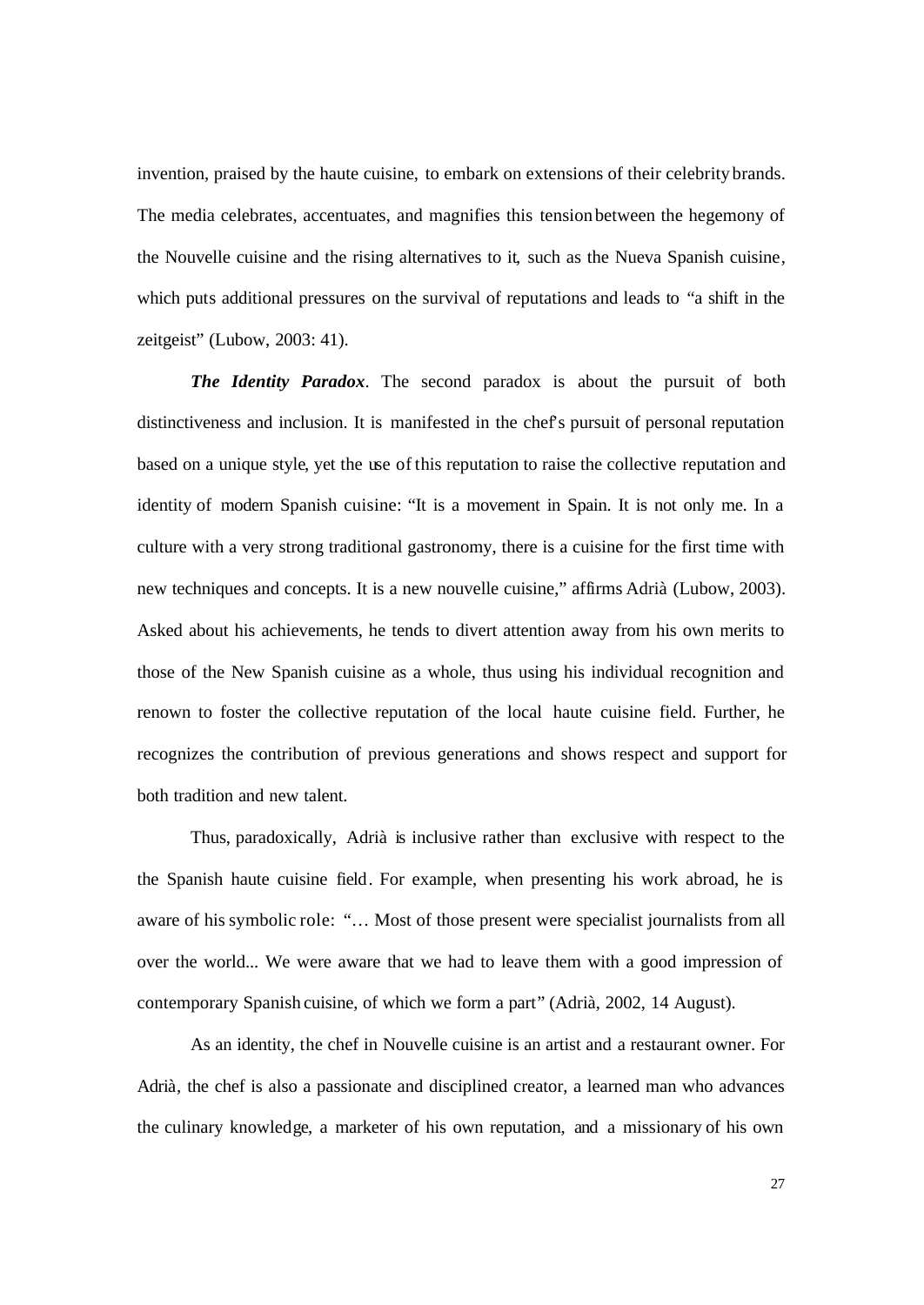invention, praised by the haute cuisine, to embark on extensions of their celebrity brands. The media celebrates, accentuates, and magnifies this tension between the hegemony of the Nouvelle cuisine and the rising alternatives to it, such as the Nueva Spanish cuisine, which puts additional pressures on the survival of reputations and leads to "a shift in the zeitgeist" (Lubow, 2003: 41).

***The Identity Paradox***. The second paradox is about the pursuit of both distinctiveness and inclusion. It is manifested in the chef's pursuit of personal reputation based on a unique style, yet the use of this reputation to raise the collective reputation and identity of modern Spanish cuisine: "It is a movement in Spain. It is not only me. In a culture with a very strong traditional gastronomy, there is a cuisine for the first time with new techniques and concepts. It is a new nouvelle cuisine," affirms Adrià (Lubow, 2003). Asked about his achievements, he tends to divert attention away from his own merits to those of the New Spanish cuisine as a whole, thus using his individual recognition and renown to foster the collective reputation of the local haute cuisine field. Further, he recognizes the contribution of previous generations and shows respect and support for both tradition and new talent.

Thus, paradoxically, Adrià is inclusive rather than exclusive with respect to the the Spanish haute cuisine field. For example, when presenting his work abroad, he is aware of his symbolic role: "… Most of those present were specialist journalists from all over the world... We were aware that we had to leave them with a good impression of contemporary Spanish cuisine, of which we form a part" (Adrià, 2002, 14 August).

As an identity, the chef in Nouvelle cuisine is an artist and a restaurant owner. For Adrià, the chef is also a passionate and disciplined creator, a learned man who advances the culinary knowledge, a marketer of his own reputation, and a missionary of his own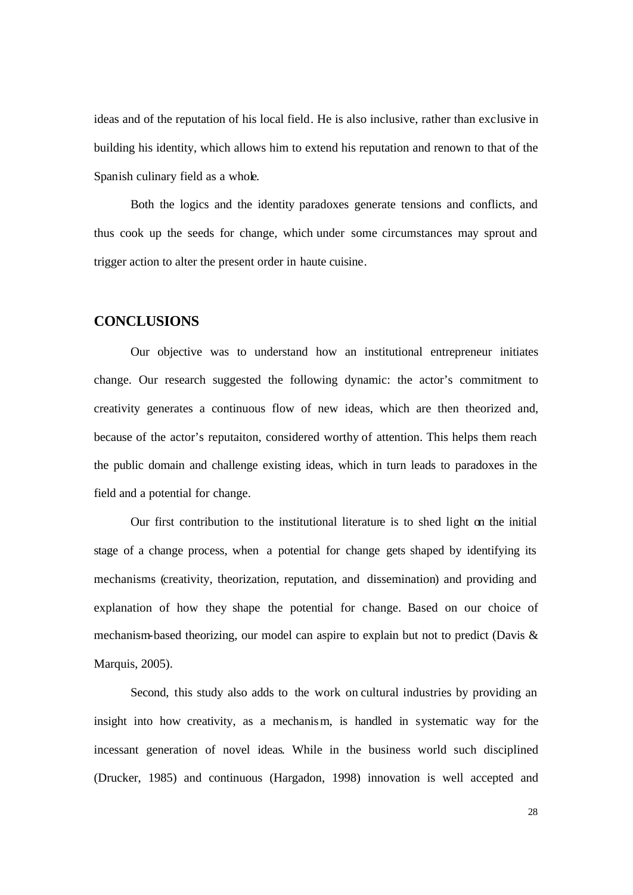ideas and of the reputation of his local field. He is also inclusive, rather than exclusive in building his identity, which allows him to extend his reputation and renown to that of the Spanish culinary field as a whole.

Both the logics and the identity paradoxes generate tensions and conflicts, and thus cook up the seeds for change, which under some circumstances may sprout and trigger action to alter the present order in haute cuisine.

## CONCLUSIONS

Our objective was to understand how an institutional entrepreneur initiates change. Our research suggested the following dynamic: the actor's commitment to creativity generates a continuous flow of new ideas, which are then theorized and, because of the actor's reputaiton, considered worthy of attention. This helps them reach the public domain and challenge existing ideas, which in turn leads to paradoxes in the field and a potential for change.

Our first contribution to the institutional literature is to shed light on the initial stage of a change process, when a potential for change gets shaped by identifying its mechanisms (creativity, theorization, reputation, and dissemination) and providing and explanation of how they shape the potential for change. Based on our choice of mechanism-based theorizing, our model can aspire to explain but not to predict (Davis & Marquis, 2005).

Second, this study also adds to the work on cultural industries by providing an insight into how creativity, as a mechanism, is handled in systematic way for the incessant generation of novel ideas. While in the business world such disciplined (Drucker, 1985) and continuous (Hargadon, 1998) innovation is well accepted and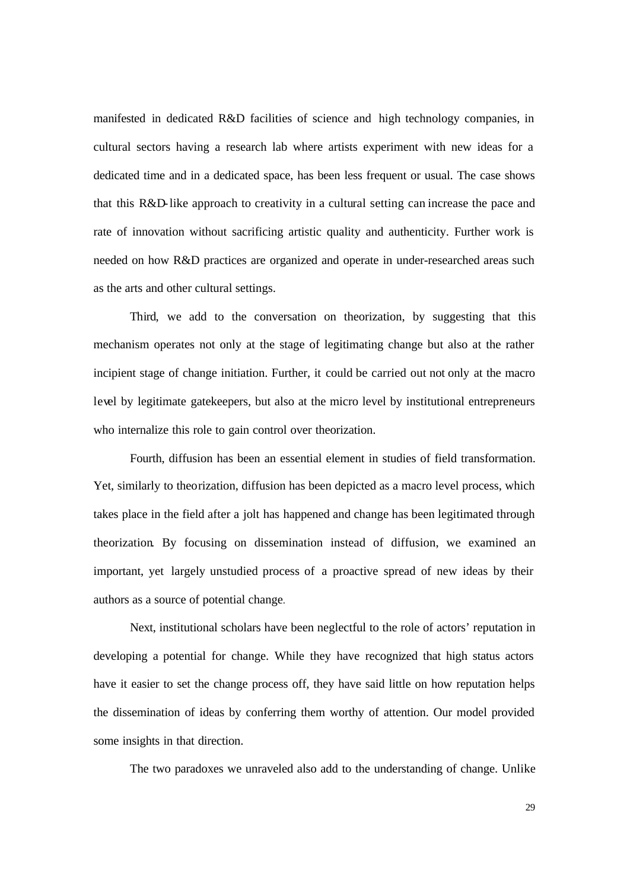manifested in dedicated R&D facilities of science and high technology companies, in cultural sectors having a research lab where artists experiment with new ideas for a dedicated time and in a dedicated space, has been less frequent or usual. The case shows that this R&D-like approach to creativity in a cultural setting can increase the pace and rate of innovation without sacrificing artistic quality and authenticity. Further work is needed on how R&D practices are organized and operate in under-researched areas such as the arts and other cultural settings.

Third, we add to the conversation on theorization, by suggesting that this mechanism operates not only at the stage of legitimating change but also at the rather incipient stage of change initiation. Further, it could be carried out not only at the macro level by legitimate gatekeepers, but also at the micro level by institutional entrepreneurs who internalize this role to gain control over theorization.

Fourth, diffusion has been an essential element in studies of field transformation. Yet, similarly to theorization, diffusion has been depicted as a macro level process, which takes place in the field after a jolt has happened and change has been legitimated through theorization. By focusing on dissemination instead of diffusion, we examined an important, yet largely unstudied process of a proactive spread of new ideas by their authors as a source of potential change.

Next, institutional scholars have been neglectful to the role of actors' reputation in developing a potential for change. While they have recognized that high status actors have it easier to set the change process off, they have said little on how reputation helps the dissemination of ideas by conferring them worthy of attention. Our model provided some insights in that direction.

The two paradoxes we unraveled also add to the understanding of change. Unlike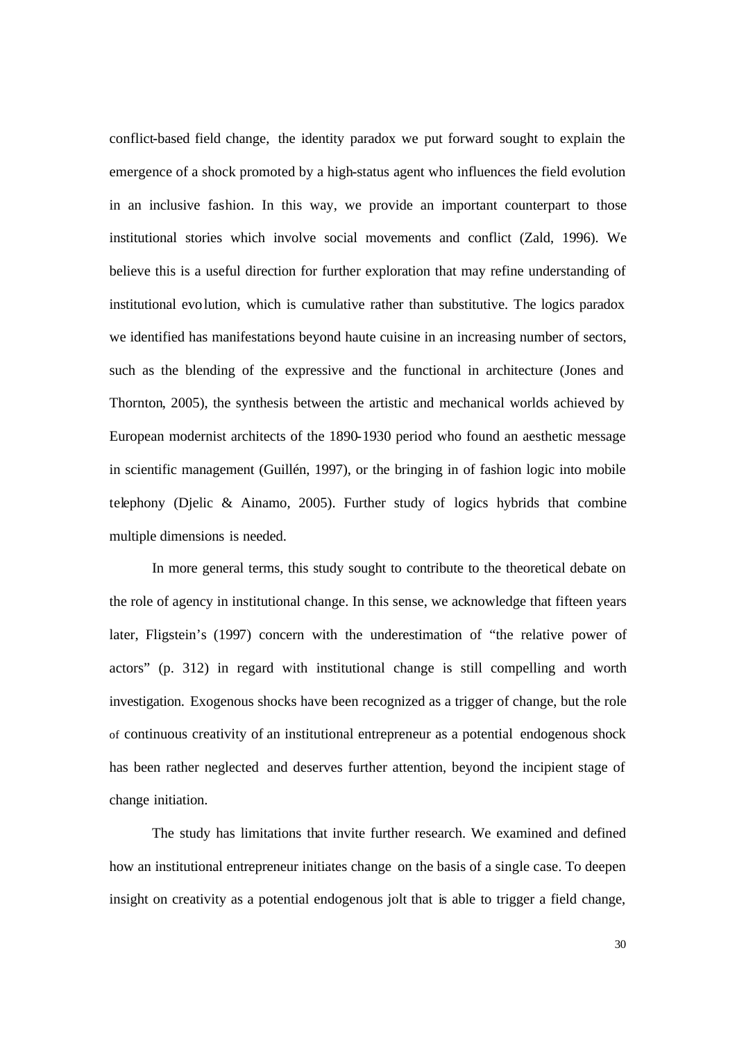conflict-based field change, the identity paradox we put forward sought to explain the emergence of a shock promoted by a high-status agent who influences the field evolution in an inclusive fashion. In this way, we provide an important counterpart to those institutional stories which involve social movements and conflict (Zald, 1996). We believe this is a useful direction for further exploration that may refine understanding of institutional evolution, which is cumulative rather than substitutive. The logics paradox we identified has manifestations beyond haute cuisine in an increasing number of sectors, such as the blending of the expressive and the functional in architecture (Jones and Thornton, 2005), the synthesis between the artistic and mechanical worlds achieved by European modernist architects of the 1890-1930 period who found an aesthetic message in scientific management (Guillén, 1997), or the bringing in of fashion logic into mobile telephony (Djelic & Ainamo, 2005). Further study of logics hybrids that combine multiple dimensions is needed.

In more general terms, this study sought to contribute to the theoretical debate on the role of agency in institutional change. In this sense, we acknowledge that fifteen years later, Fligstein's (1997) concern with the underestimation of "the relative power of actors" (p. 312) in regard with institutional change is still compelling and worth investigation. Exogenous shocks have been recognized as a trigger of change, but the role of continuous creativity of an institutional entrepreneur as a potential endogenous shock has been rather neglected and deserves further attention, beyond the incipient stage of change initiation.

The study has limitations that invite further research. We examined and defined how an institutional entrepreneur initiates change on the basis of a single case. To deepen insight on creativity as a potential endogenous jolt that is able to trigger a field change,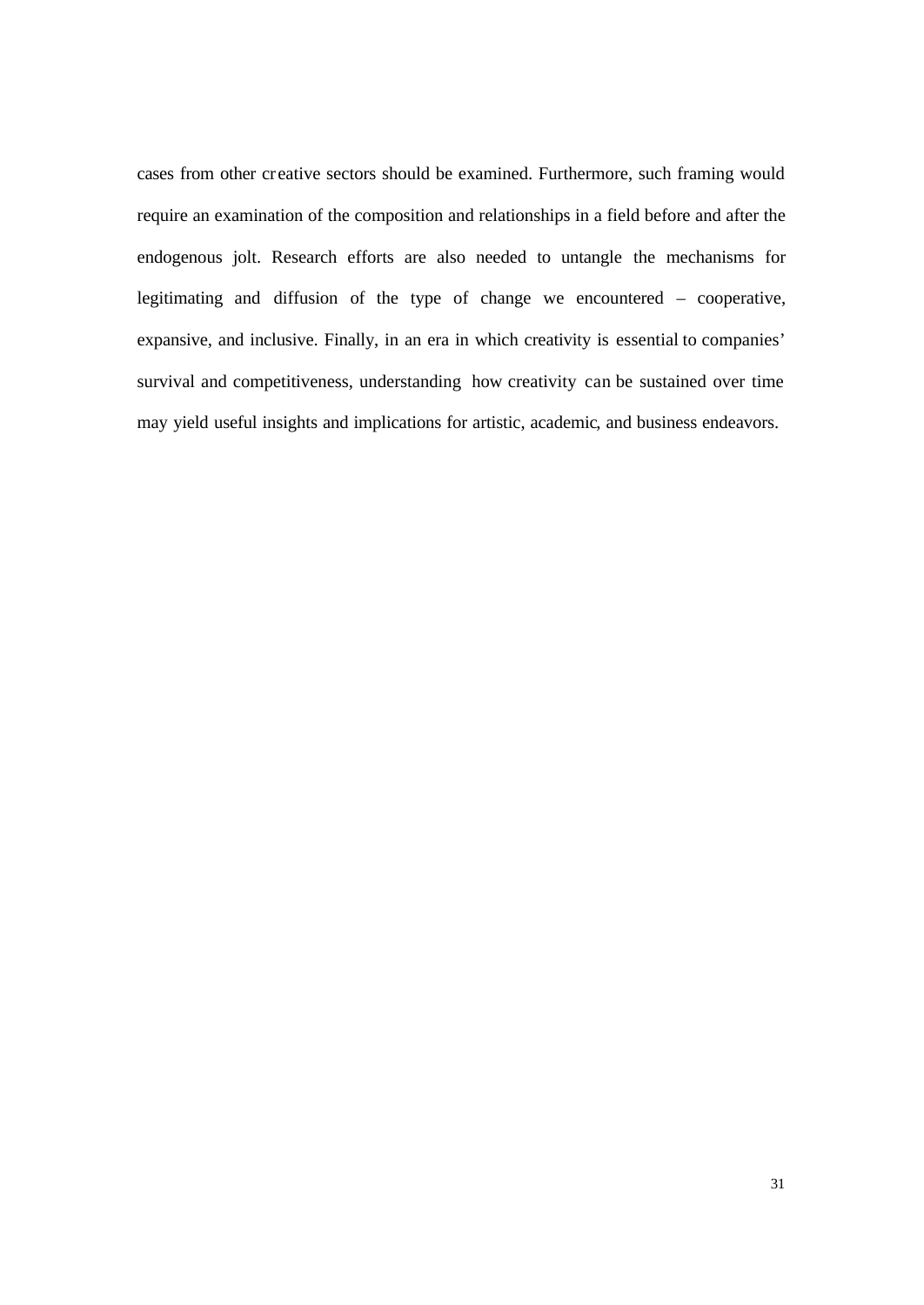cases from other creative sectors should be examined. Furthermore, such framing would require an examination of the composition and relationships in a field before and after the endogenous jolt. Research efforts are also needed to untangle the mechanisms for legitimating and diffusion of the type of change we encountered – cooperative, expansive, and inclusive. Finally, in an era in which creativity is essential to companies' survival and competitiveness, understanding how creativity can be sustained over time may yield useful insights and implications for artistic, academic, and business endeavors.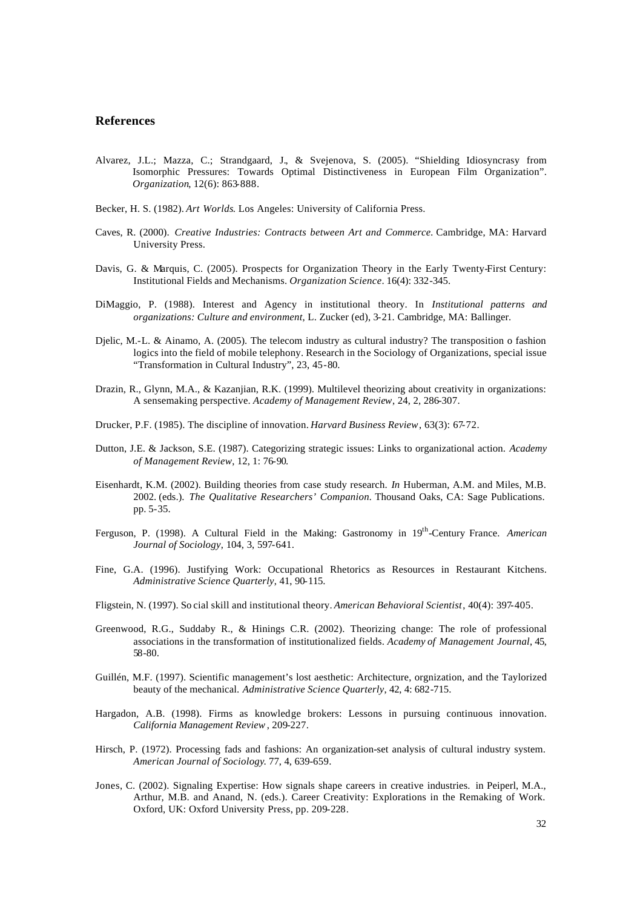## References

Alvarez, J.L.; Mazza, C.; Strandgaard, J., & Svejenova, S. (2005). "Shielding Idiosyncrasy from Isomorphic Pressures: Towards Optimal Distinctiveness in European Film Organization". *Organization*, 12(6): 863-888.

Becker, H. S. (1982). *Art Worlds*. Los Angeles: University of California Press.

Caves, R. (2000). *Creative Industries: Contracts between Art and Commerce*. Cambridge, MA: Harvard University Press.

Davis, G. & Marquis, C. (2005). Prospects for Organization Theory in the Early Twenty-First Century: Institutional Fields and Mechanisms. *Organization Science*. 16(4): 332-345.

DiMaggio, P. (1988). Interest and Agency in institutional theory. In *Institutional patterns and organizations: Culture and environment*, L. Zucker (ed), 3-21. Cambridge, MA: Ballinger.

Djelic, M.-L. & Ainamo, A. (2005). The telecom industry as cultural industry? The transposition o fashion logics into the field of mobile telephony. Research in the Sociology of Organizations, special issue "Transformation in Cultural Industry", 23, 45-80.

Drazin, R., Glynn, M.A., & Kazanjian, R.K. (1999). Multilevel theorizing about creativity in organizations: A sensemaking perspective. *Academy of Management Review*, 24, 2, 286-307.

Drucker, P.F. (1985). The discipline of innovation. *Harvard Business Review*, 63(3): 67-72.

Dutton, J.E. & Jackson, S.E. (1987). Categorizing strategic issues: Links to organizational action. *Academy of Management Review*, 12, 1: 76-90.

Eisenhardt, K.M. (2002). Building theories from case study research. *In* Huberman, A.M. and Miles, M.B. 2002. (eds.). *The Qualitative Researchers' Companion*. Thousand Oaks, CA: Sage Publications. pp. 5-35.

Ferguson, P. (1998). A Cultural Field in the Making: Gastronomy in 19th-Century France. *American Journal of Sociology*, 104, 3, 597-641.

Fine, G.A. (1996). Justifying Work: Occupational Rhetorics as Resources in Restaurant Kitchens. *Administrative Science Quarterly*, 41, 90-115.

Fligstein, N. (1997). So cial skill and institutional theory. *American Behavioral Scientist*, 40(4): 397-405.

Greenwood, R.G., Suddaby R., & Hinings C.R. (2002). Theorizing change: The role of professional associations in the transformation of institutionalized fields. *Academy of Management Journal*, 45, 58-80.

Guillén, M.F. (1997). Scientific management's lost aesthetic: Architecture, orgnization, and the Taylorized beauty of the mechanical. *Administrative Science Quarterly*, 42, 4: 682-715.

Hargadon, A.B. (1998). Firms as knowledge brokers: Lessons in pursuing continuous innovation. *California Management Review*, 209-227.

Hirsch, P. (1972). Processing fads and fashions: An organization-set analysis of cultural industry system. *American Journal of Sociology*. 77, 4, 639-659.

Jones, C. (2002). Signaling Expertise: How signals shape careers in creative industries. in Peiperl, M.A., Arthur, M.B. and Anand, N. (eds.). Career Creativity: Explorations in the Remaking of Work. Oxford, UK: Oxford University Press, pp. 209-228.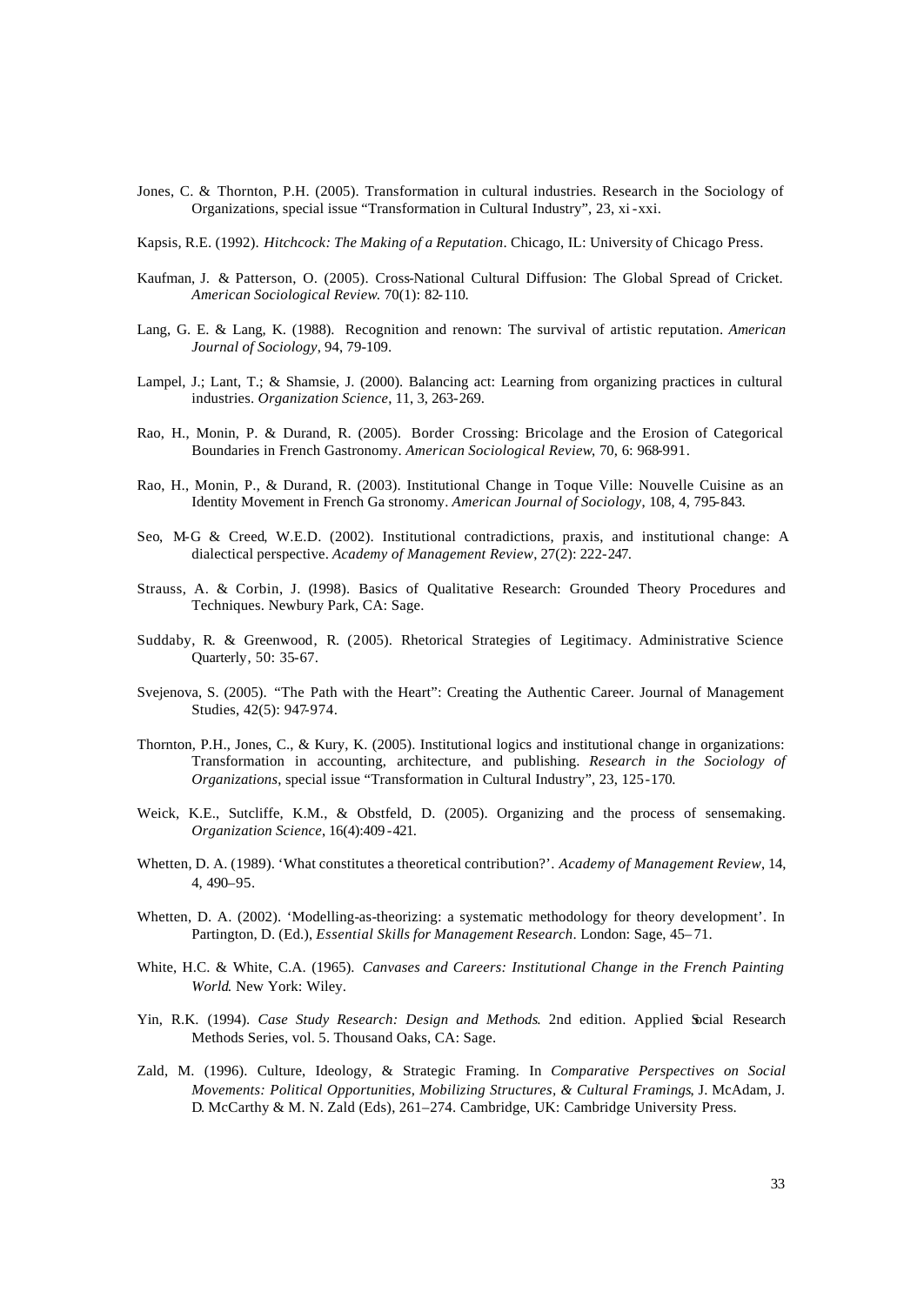Jones, C. & Thornton, P.H. (2005). Transformation in cultural industries. Research in the Sociology of Organizations, special issue "Transformation in Cultural Industry", 23, xi-xxi.

Kapsis, R.E. (1992). *Hitchcock: The Making of a Reputation*. Chicago, IL: University of Chicago Press.

Kaufman, J. & Patterson, O. (2005). Cross-National Cultural Diffusion: The Global Spread of Cricket. *American Sociological Review*. 70(1): 82-110.

Lang, G. E. & Lang, K. (1988). Recognition and renown: The survival of artistic reputation. *American Journal of Sociology*, 94, 79-109.

Lampel, J.; Lant, T.; & Shamsie, J. (2000). Balancing act: Learning from organizing practices in cultural industries. *Organization Science*, 11, 3, 263-269.

Rao, H., Monin, P. & Durand, R. (2005). Border Crossing: Bricolage and the Erosion of Categorical Boundaries in French Gastronomy. *American Sociological Review*, 70, 6: 968-991.

Rao, H., Monin, P., & Durand, R. (2003). Institutional Change in Toque Ville: Nouvelle Cuisine as an Identity Movement in French Ga stronomy. *American Journal of Sociology*, 108, 4, 795-843.

Seo, M-G & Creed, W.E.D. (2002). Institutional contradictions, praxis, and institutional change: A dialectical perspective. *Academy of Management Review*, 27(2): 222-247.

Strauss, A. & Corbin, J. (1998). Basics of Qualitative Research: Grounded Theory Procedures and Techniques. Newbury Park, CA: Sage.

Suddaby, R. & Greenwood, R. (2005). Rhetorical Strategies of Legitimacy. Administrative Science Quarterly, 50: 35-67.

Svejenova, S. (2005). "The Path with the Heart": Creating the Authentic Career. Journal of Management Studies, 42(5): 947-974.

Thornton, P.H., Jones, C., & Kury, K. (2005). Institutional logics and institutional change in organizations: Transformation in accounting, architecture, and publishing. *Research in the Sociology of Organizations*, special issue "Transformation in Cultural Industry", 23, 125-170.

Weick, K.E., Sutcliffe, K.M., & Obstfeld, D. (2005). Organizing and the process of sensemaking. *Organization Science*, 16(4):409-421.

Whetten, D. A. (1989). 'What constitutes a theoretical contribution?'. *Academy of Management Review*, 14, 4, 490–95.

Whetten, D. A. (2002). 'Modelling-as-theorizing: a systematic methodology for theory development'. In Partington, D. (Ed.), *Essential Skills for Management Research*. London: Sage, 45–71.

White, H.C. & White, C.A. (1965). *Canvases and Careers: Institutional Change in the French Painting World*. New York: Wiley.

Yin, R.K. (1994). *Case Study Research: Design and Methods*. 2nd edition. Applied Social Research Methods Series, vol. 5. Thousand Oaks, CA: Sage.

Zald, M. (1996). Culture, Ideology, & Strategic Framing. In *Comparative Perspectives on Social Movements: Political Opportunities, Mobilizing Structures, & Cultural Framings*, J. McAdam, J. D. McCarthy & M. N. Zald (Eds), 261–274. Cambridge, UK: Cambridge University Press.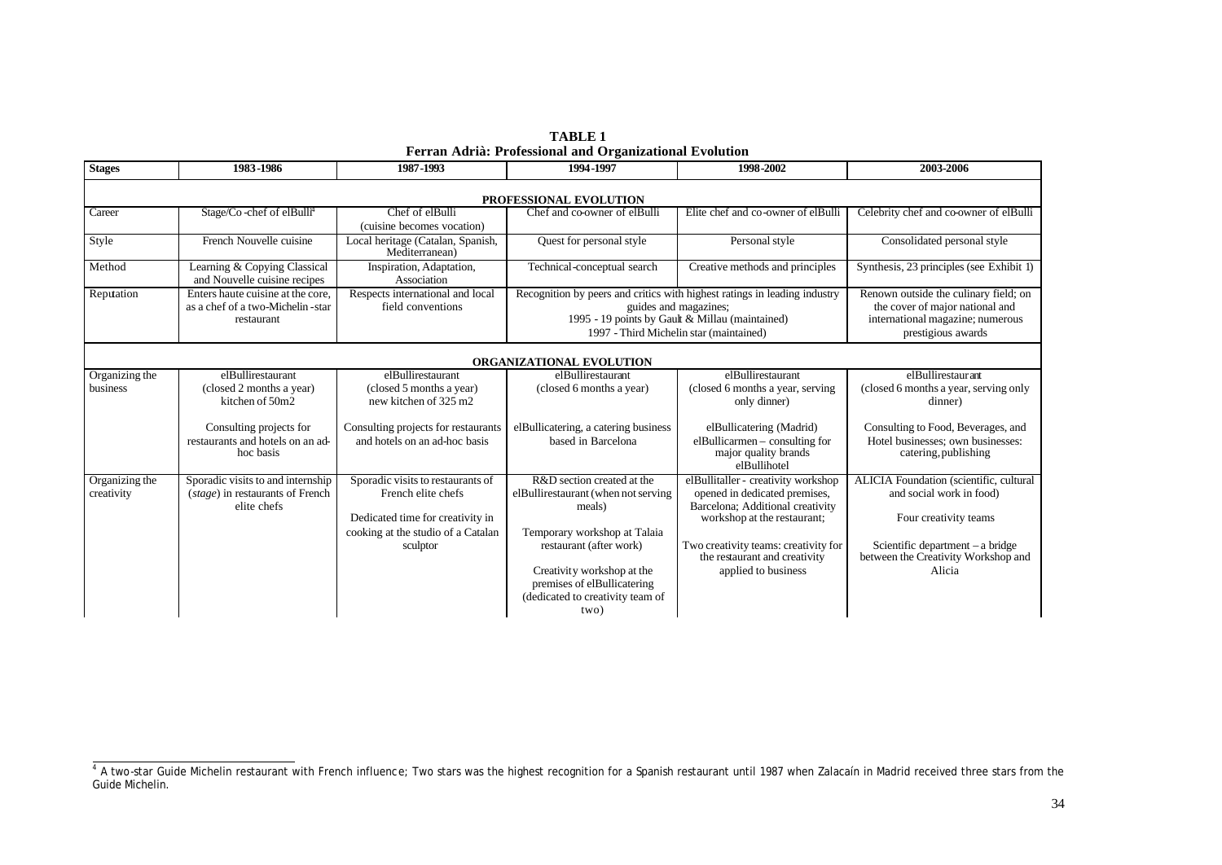**TABLE 1**
**Ferran Adrià: Professional and Organizational Evolution**

| Stages | 1983-1986 | 1987-1993 | 1994-1997 | 1998-2002 | 2003-2006 |
|---|---|---|---|---|---|
| **PROFESSIONAL EVOLUTION** | | | | | |
| Career | Stage/Co-chef of elBulli[4] | Chef of elBulli (cuisine becomes vocation) | Chef and co-owner of elBulli | Elite chef and co-owner of elBulli | Celebrity chef and co-owner of elBulli |
| Style | French Nouvelle cuisine | Local heritage (Catalan, Spanish, Mediterranean) | Quest for personal style | Personal style | Consolidated personal style |
| Method | Learning & Copying Classical and Nouvelle cuisine recipes | Inspiration, Adaptation, Association | Technical-conceptual search | Creative methods and principles | Synthesis, 23 principles (see Exhibit 1) |
| Reputation | Enters haute cuisine at the core, as a chef of a two-Michelin-star restaurant | Respects international and local field conventions | Recognition by peers and critics with highest ratings in leading industry guides and magazines; 1995 - 19 points by Gault & Millau (maintained) 1997 - Third Michelin star (maintained) | | Renown outside the culinary field; on the cover of major national and international magazine; numerous prestigious awards |
| **ORGANIZATIONAL EVOLUTION** | | | | | |
| Organizing the business | elBullirestaurant (closed 2 months a year) kitchen of 50m2<br><br>Consulting projects for restaurants and hotels on an ad-hoc basis | elBullirestaurant (closed 5 months a year) new kitchen of 325 m2<br><br>Consulting projects for restaurants and hotels on an ad-hoc basis | elBullirestaurant (closed 6 months a year)<br><br>elBullicatering, a catering business based in Barcelona | elBullirestaurant (closed 6 months a year, serving only dinner)<br><br>elBullicatering (Madrid) elBullicarmen – consulting for major quality brands elBullihotel | elBullirestaurant (closed 6 months a year, serving only dinner)<br><br>Consulting to Food, Beverages, and Hotel businesses; own businesses: catering, publishing |
| Organizing the creativity | Sporadic visits to and internship (*stage*) in restaurants of French elite chefs | Sporadic visits to restaurants of French elite chefs<br><br>Dedicated time for creativity in cooking at the studio of a Catalan sculptor | R&D section created at the elBullirestaurant (when not serving meals)<br><br>Temporary workshop at Talaia restaurant (after work)<br><br>Creativity workshop at the premises of elBullicatering (dedicated to creativity team of two) | elBullitaller - creativity workshop opened in dedicated premises, Barcelona; Additional creativity workshop at the restaurant;<br><br>Two creativity teams: creativity for the restaurant and creativity applied to business | ALICIA Foundation (scientific, cultural and social work in food)<br><br>Four creativity teams<br><br>Scientific department – a bridge between the Creativity Workshop and Alicia |

[4] A two-star Guide Michelin restaurant with French influence; Two stars was the highest recognition for a Spanish restaurant until 1987 when Zalacaín in Madrid received three stars from the Guide Michelin.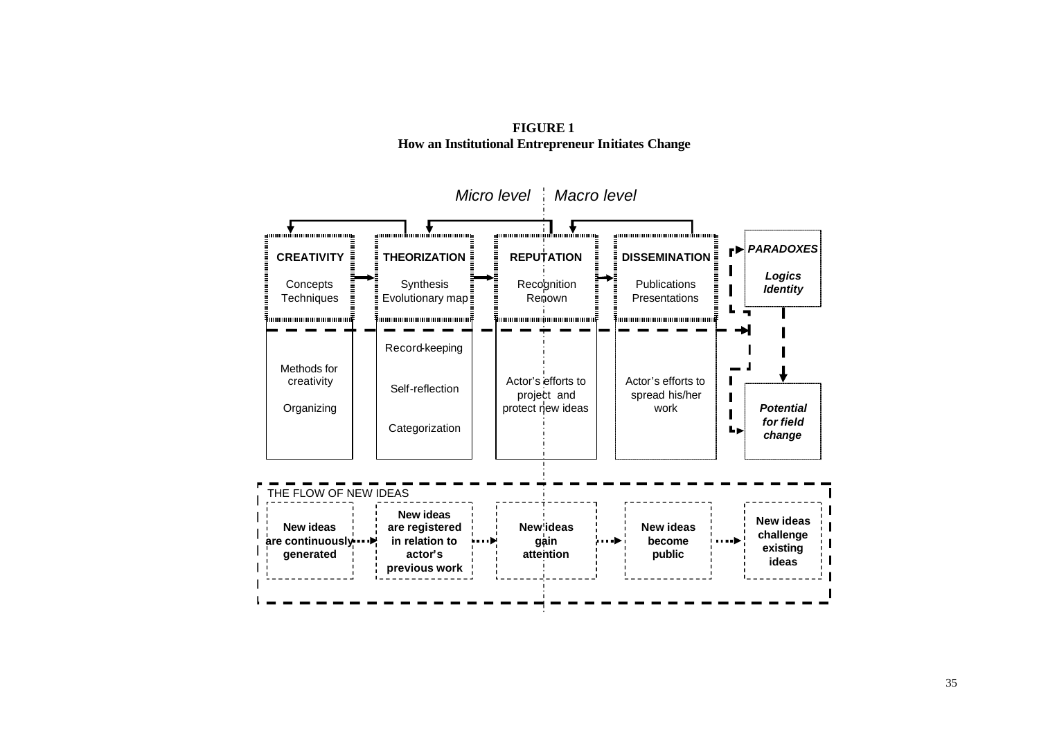**FIGURE 1**
**How an Institutional Entrepreneur Initiates Change**

*Micro level* | *Macro level*

| **CREATIVITY** | **THEORIZATION** | **REPUTATION** | **DISSEMINATION** | ***PARADOXES*** |
|---|---|---|---|---|
| Concepts<br>Techniques | Synthesis<br>Evolutionary map | Recognition<br>Renown | Publications<br>Presentations | ***Logics***<br>***Identity*** |
| Methods for creativity<br><br>Organizing | Record-keeping<br><br>Self-reflection<br><br>Categorization | Actor's efforts to project and protect new ideas | Actor's efforts to spread his/her work | ***Potential for field change*** |

THE FLOW OF NEW IDEAS

**New ideas are continuously generated** → **New ideas are registered in relation to actor's previous work** → **New ideas gain attention** → **New ideas become public** → **New ideas challenge existing ideas**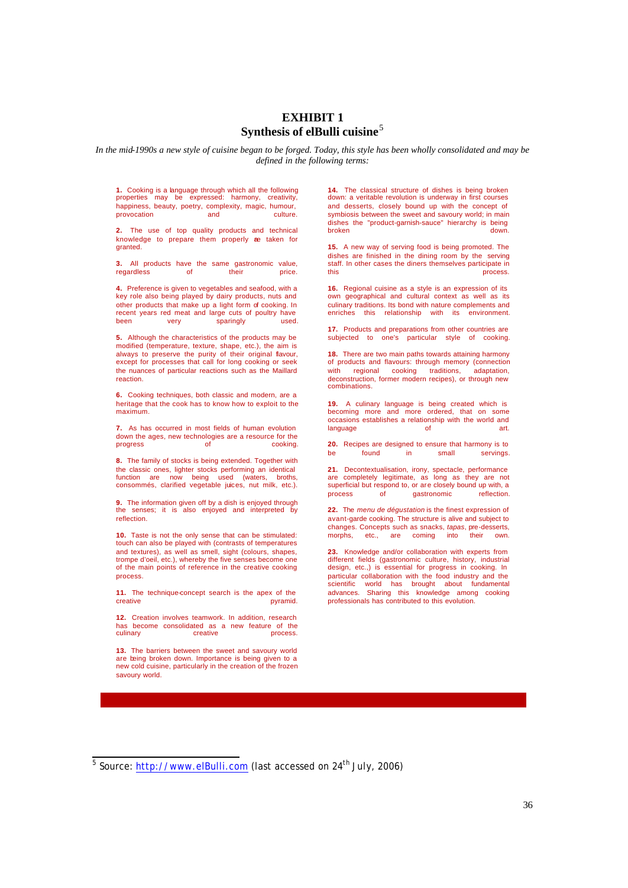# EXHIBIT 1

## Synthesis of elBulli cuisine[5]

*In the mid-1990s a new style of cuisine began to be forged. Today, this style has been wholly consolidated and may be defined in the following terms:*

**1.** Cooking is a language through which all the following properties may be expressed: harmony, creativity, happiness, beauty, poetry, complexity, magic, humour, provocation and culture.

**2.** The use of top quality products and technical knowledge to prepare them properly are taken for granted.

**3.** All products have the same gastronomic value, regardless of their price.

**4.** Preference is given to vegetables and seafood, with a key role also being played by dairy products, nuts and other products that make up a light form of cooking. In recent years red meat and large cuts of poultry have been very sparingly used.

**5.** Although the characteristics of the products may be modified (temperature, texture, shape, etc.), the aim is always to preserve the purity of their original flavour, except for processes that call for long cooking or seek the nuances of particular reactions such as the Maillard reaction.

**6.** Cooking techniques, both classic and modern, are a heritage that the cook has to know how to exploit to the maximum.

**7.** As has occurred in most fields of human evolution down the ages, new technologies are a resource for the progress of cooking.

**8.** The family of stocks is being extended. Together with the classic ones, lighter stocks performing an identical function are now being used (waters, broths, consommés, clarified vegetable juices, nut milk, etc.).

**9.** The information given off by a dish is enjoyed through the senses; it is also enjoyed and interpreted by reflection.

**10.** Taste is not the only sense that can be stimulated: touch can also be played with (contrasts of temperatures and textures), as well as smell, sight (colours, shapes, trompe d'oeil, etc.), whereby the five senses become one of the main points of reference in the creative cooking process.

**11.** The technique-concept search is the apex of the creative pyramid.

**12.** Creation involves teamwork. In addition, research has become consolidated as a new feature of the culinary creative process.

**13.** The barriers between the sweet and savoury world are being broken down. Importance is being given to a new cold cuisine, particularly in the creation of the frozen savoury world.

**14.** The classical structure of dishes is being broken down: a veritable revolution is underway in first courses and desserts, closely bound up with the concept of symbiosis between the sweet and savoury world; in main dishes the "product-garnish-sauce" hierarchy is being broken down.

**15.** A new way of serving food is being promoted. The dishes are finished in the dining room by the serving staff. In other cases the diners themselves participate in this process.

**16.** Regional cuisine as a style is an expression of its own geographical and cultural context as well as its culinary traditions. Its bond with nature complements and enriches this relationship with its environment.

**17.** Products and preparations from other countries are subjected to one's particular style of cooking.

**18.** There are two main paths towards attaining harmony of products and flavours: through memory (connection with regional cooking traditions, adaptation, deconstruction, former modern recipes), or through new combinations.

**19.** A culinary language is being created which is becoming more and more ordered, that on some occasions establishes a relationship with the world and language of art.

**20.** Recipes are designed to ensure that harmony is to be found in small servings.

**21.** Decontextualisation, irony, spectacle, performance are completely legitimate, as long as they are not superficial but respond to, or are closely bound up with, a process of gastronomic reflection.

**22.** The *menu de dégustation* is the finest expression of avant-garde cooking. The structure is alive and subject to changes. Concepts such as snacks, *tapas*, pre-desserts, morphs, etc., are coming into their own.

**23.** Knowledge and/or collaboration with experts from different fields (gastronomic culture, history, industrial design, etc.,) is essential for progress in cooking. In particular collaboration with the food industry and the scientific world has brought about fundamental advances. Sharing this knowledge among cooking professionals has contributed to this evolution.

---

[5] Source: http://www.elBulli.com (last accessed on 24th July, 2006)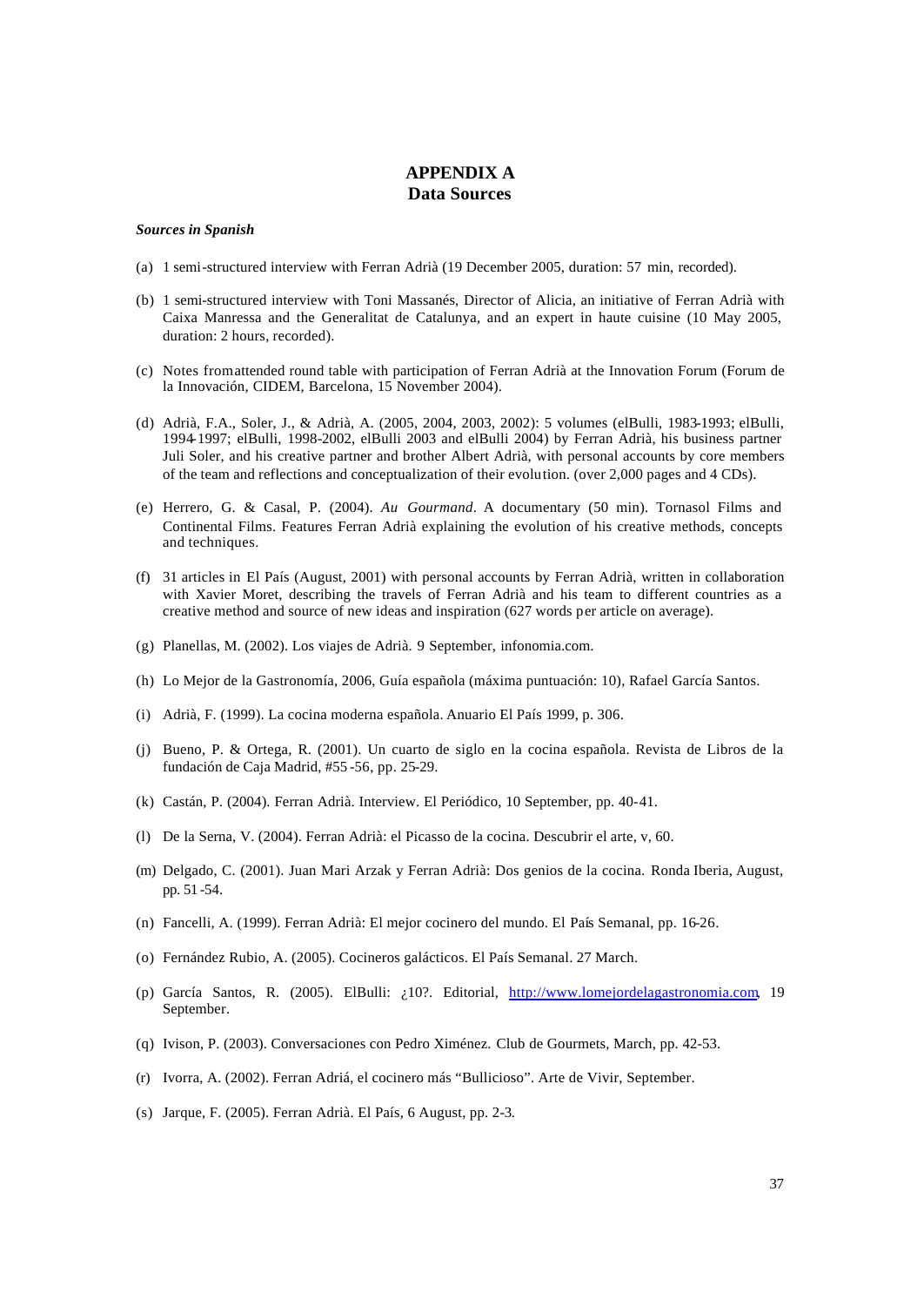# APPENDIX A
## Data Sources

***Sources in Spanish***

(a) 1 semi-structured interview with Ferran Adrià (19 December 2005, duration: 57 min, recorded).

(b) 1 semi-structured interview with Toni Massanés, Director of Alicia, an initiative of Ferran Adrià with Caixa Manressa and the Generalitat de Catalunya, and an expert in haute cuisine (10 May 2005, duration: 2 hours, recorded).

(c) Notes from attended round table with participation of Ferran Adrià at the Innovation Forum (Forum de la Innovación, CIDEM, Barcelona, 15 November 2004).

(d) Adrià, F.A., Soler, J., & Adrià, A. (2005, 2004, 2003, 2002): 5 volumes (elBulli, 1983-1993; elBulli, 1994-1997; elBulli, 1998-2002, elBulli 2003 and elBulli 2004) by Ferran Adrià, his business partner Juli Soler, and his creative partner and brother Albert Adrià, with personal accounts by core members of the team and reflections and conceptualization of their evolution. (over 2,000 pages and 4 CDs).

(e) Herrero, G. & Casal, P. (2004). *Au Gourmand*. A documentary (50 min). Tornasol Films and Continental Films. Features Ferran Adrià explaining the evolution of his creative methods, concepts and techniques.

(f) 31 articles in El País (August, 2001) with personal accounts by Ferran Adrià, written in collaboration with Xavier Moret, describing the travels of Ferran Adrià and his team to different countries as a creative method and source of new ideas and inspiration (627 words per article on average).

(g) Planellas, M. (2002). Los viajes de Adrià. 9 September, infonomia.com.

(h) Lo Mejor de la Gastronomía, 2006, Guía española (máxima puntuación: 10), Rafael García Santos.

(i) Adrià, F. (1999). La cocina moderna española. Anuario El País 1999, p. 306.

(j) Bueno, P. & Ortega, R. (2001). Un cuarto de siglo en la cocina española. Revista de Libros de la fundación de Caja Madrid, #55-56, pp. 25-29.

(k) Castán, P. (2004). Ferran Adrià. Interview. El Periódico, 10 September, pp. 40-41.

(l) De la Serna, V. (2004). Ferran Adrià: el Picasso de la cocina. Descubrir el arte, v, 60.

(m) Delgado, C. (2001). Juan Mari Arzak y Ferran Adrià: Dos genios de la cocina. Ronda Iberia, August, pp. 51-54.

(n) Fancelli, A. (1999). Ferran Adrià: El mejor cocinero del mundo. El País Semanal, pp. 16-26.

(o) Fernández Rubio, A. (2005). Cocineros galácticos. El País Semanal. 27 March.

(p) García Santos, R. (2005). ElBulli: ¿10?. Editorial, http://www.lomejordelagastronomia.com, 19 September.

(q) Ivison, P. (2003). Conversaciones con Pedro Ximénez. Club de Gourmets, March, pp. 42-53.

(r) Ivorra, A. (2002). Ferran Adriá, el cocinero más "Bullicioso". Arte de Vivir, September.

(s) Jarque, F. (2005). Ferran Adrià. El País, 6 August, pp. 2-3.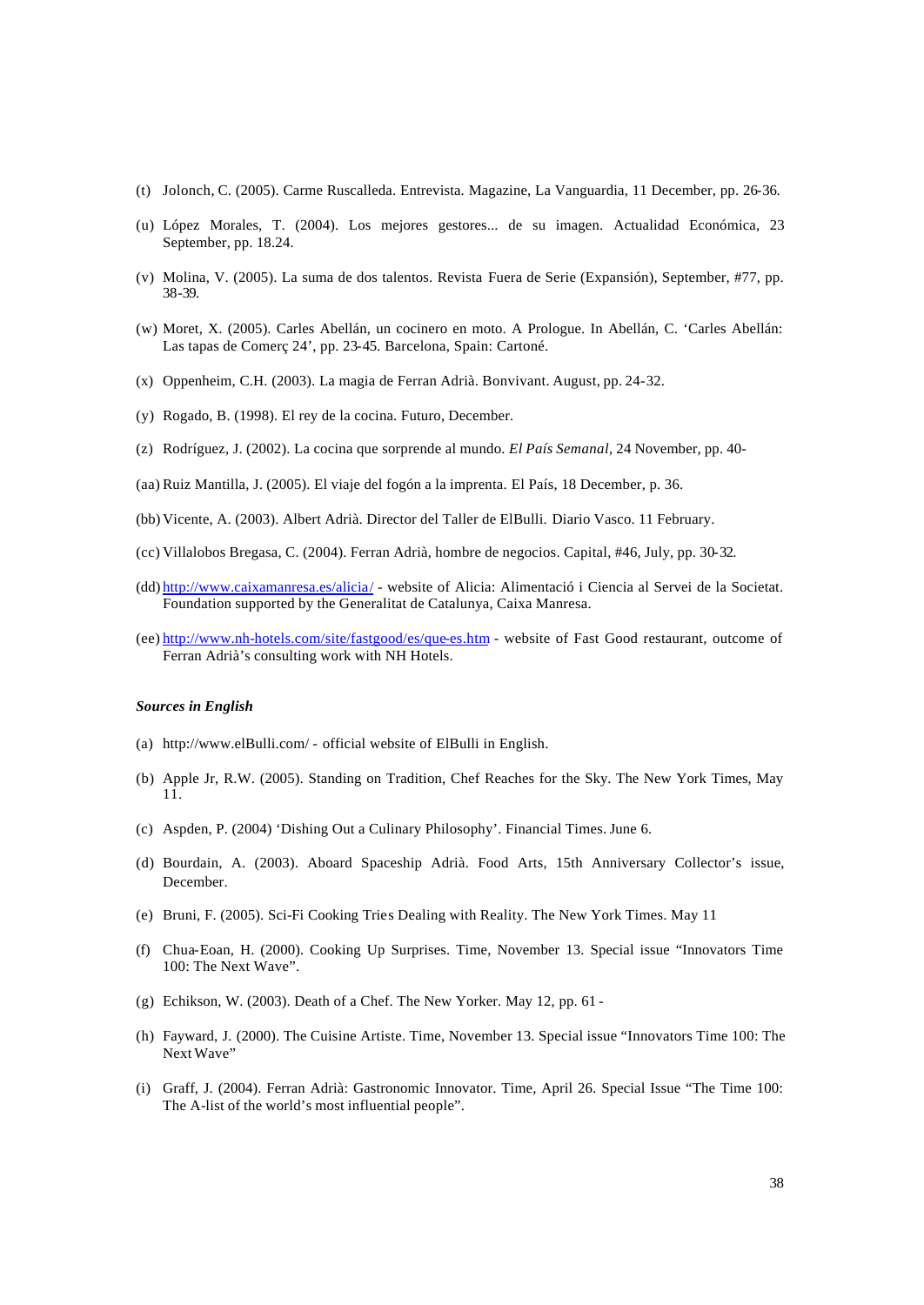(t) Jolonch, C. (2005). Carme Ruscalleda. Entrevista. Magazine, La Vanguardia, 11 December, pp. 26-36.

(u) López Morales, T. (2004). Los mejores gestores... de su imagen. Actualidad Económica, 23 September, pp. 18.24.

(v) Molina, V. (2005). La suma de dos talentos. Revista Fuera de Serie (Expansión), September, #77, pp. 38-39.

(w) Moret, X. (2005). Carles Abellán, un cocinero en moto. A Prologue. In Abellán, C. 'Carles Abellán: Las tapas de Comerç 24', pp. 23-45. Barcelona, Spain: Cartoné.

(x) Oppenheim, C.H. (2003). La magia de Ferran Adrià. Bonvivant. August, pp. 24-32.

(y) Rogado, B. (1998). El rey de la cocina. Futuro, December.

(z) Rodríguez, J. (2002). La cocina que sorprende al mundo. *El País Semanal*, 24 November, pp. 40-

(aa) Ruiz Mantilla, J. (2005). El viaje del fogón a la imprenta. El País, 18 December, p. 36.

(bb) Vicente, A. (2003). Albert Adrià. Director del Taller de ElBulli. Diario Vasco. 11 February.

(cc) Villalobos Bregasa, C. (2004). Ferran Adrià, hombre de negocios. Capital, #46, July, pp. 30-32.

(dd) http://www.caixamanresa.es/alicia/ - website of Alicia: Alimentació i Ciencia al Servei de la Societat. Foundation supported by the Generalitat de Catalunya, Caixa Manresa.

(ee) http://www.nh-hotels.com/site/fastgood/es/que-es.htm - website of Fast Good restaurant, outcome of Ferran Adrià's consulting work with NH Hotels.

***Sources in English***

(a) http://www.elBulli.com/ - official website of ElBulli in English.

(b) Apple Jr, R.W. (2005). Standing on Tradition, Chef Reaches for the Sky. The New York Times, May 11.

(c) Aspden, P. (2004) 'Dishing Out a Culinary Philosophy'. Financial Times. June 6.

(d) Bourdain, A. (2003). Aboard Spaceship Adrià. Food Arts, 15th Anniversary Collector's issue, December.

(e) Bruni, F. (2005). Sci-Fi Cooking Tries Dealing with Reality. The New York Times. May 11

(f) Chua-Eoan, H. (2000). Cooking Up Surprises. Time, November 13. Special issue "Innovators Time 100: The Next Wave".

(g) Echikson, W. (2003). Death of a Chef. The New Yorker. May 12, pp. 61-

(h) Fayward, J. (2000). The Cuisine Artiste. Time, November 13. Special issue "Innovators Time 100: The Next Wave"

(i) Graff, J. (2004). Ferran Adrià: Gastronomic Innovator. Time, April 26. Special Issue "The Time 100: The A-list of the world's most influential people".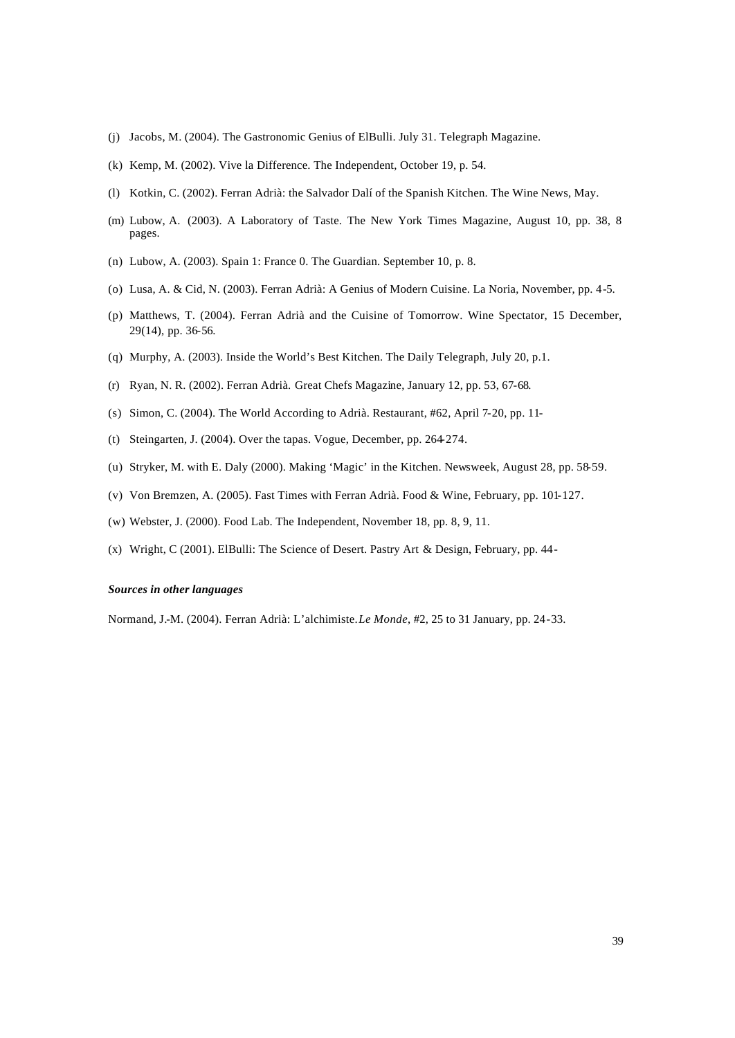(j) Jacobs, M. (2004). The Gastronomic Genius of ElBulli. July 31. Telegraph Magazine.

(k) Kemp, M. (2002). Vive la Difference. The Independent, October 19, p. 54.

(l) Kotkin, C. (2002). Ferran Adrià: the Salvador Dalí of the Spanish Kitchen. The Wine News, May.

(m) Lubow, A. (2003). A Laboratory of Taste. The New York Times Magazine, August 10, pp. 38, 8 pages.

(n) Lubow, A. (2003). Spain 1: France 0. The Guardian. September 10, p. 8.

(o) Lusa, A. & Cid, N. (2003). Ferran Adrià: A Genius of Modern Cuisine. La Noria, November, pp. 4-5.

(p) Matthews, T. (2004). Ferran Adrià and the Cuisine of Tomorrow. Wine Spectator, 15 December, 29(14), pp. 36-56.

(q) Murphy, A. (2003). Inside the World's Best Kitchen. The Daily Telegraph, July 20, p.1.

(r) Ryan, N. R. (2002). Ferran Adrià. Great Chefs Magazine, January 12, pp. 53, 67-68.

(s) Simon, C. (2004). The World According to Adrià. Restaurant, #62, April 7-20, pp. 11-

(t) Steingarten, J. (2004). Over the tapas. Vogue, December, pp. 264-274.

(u) Stryker, M. with E. Daly (2000). Making 'Magic' in the Kitchen. Newsweek, August 28, pp. 58-59.

(v) Von Bremzen, A. (2005). Fast Times with Ferran Adrià. Food & Wine, February, pp. 101-127.

(w) Webster, J. (2000). Food Lab. The Independent, November 18, pp. 8, 9, 11.

(x) Wright, C (2001). ElBulli: The Science of Desert. Pastry Art & Design, February, pp. 44-

***Sources in other languages***

Normand, J.-M. (2004). Ferran Adrià: L'alchimiste. *Le Monde*, #2, 25 to 31 January, pp. 24-33.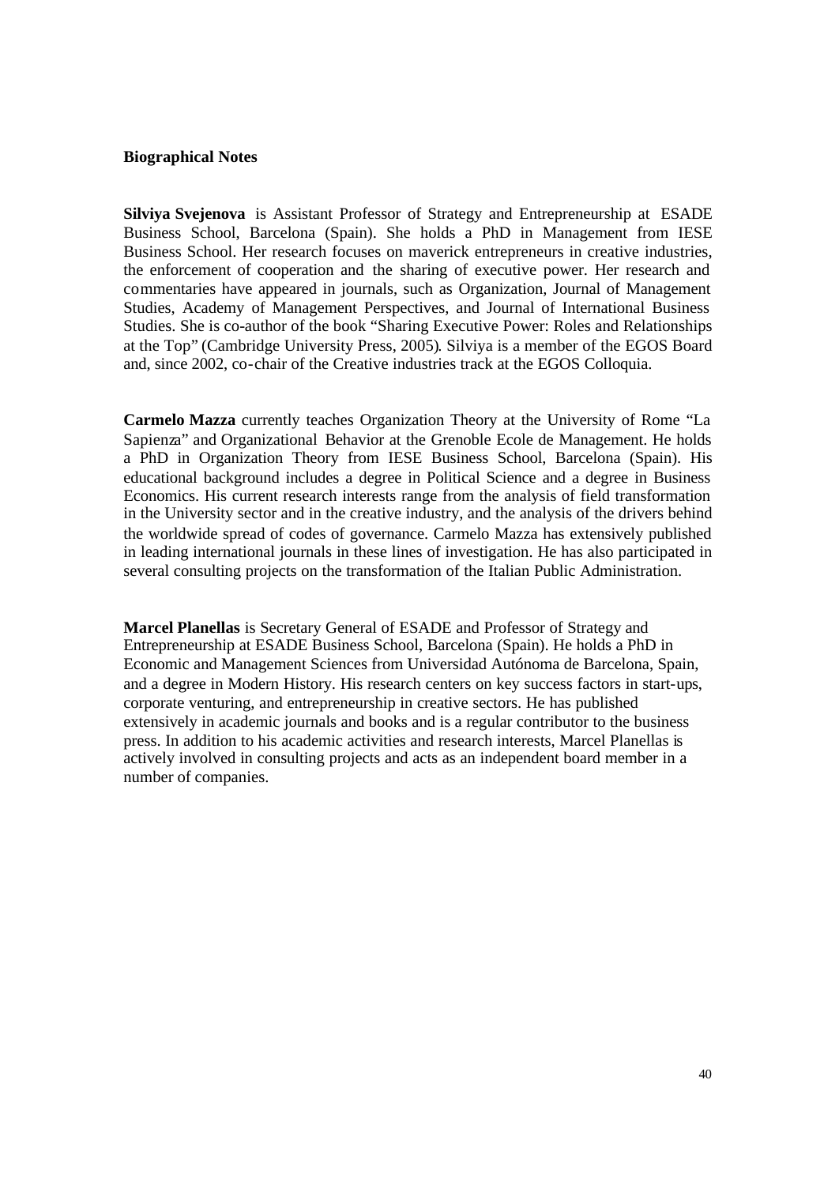**Biographical Notes**

**Silviya Svejenova** is Assistant Professor of Strategy and Entrepreneurship at ESADE Business School, Barcelona (Spain). She holds a PhD in Management from IESE Business School. Her research focuses on maverick entrepreneurs in creative industries, the enforcement of cooperation and the sharing of executive power. Her research and commentaries have appeared in journals, such as Organization, Journal of Management Studies, Academy of Management Perspectives, and Journal of International Business Studies. She is co-author of the book "Sharing Executive Power: Roles and Relationships at the Top" (Cambridge University Press, 2005). Silviya is a member of the EGOS Board and, since 2002, co-chair of the Creative industries track at the EGOS Colloquia.

**Carmelo Mazza** currently teaches Organization Theory at the University of Rome "La Sapienza" and Organizational Behavior at the Grenoble Ecole de Management. He holds a PhD in Organization Theory from IESE Business School, Barcelona (Spain). His educational background includes a degree in Political Science and a degree in Business Economics. His current research interests range from the analysis of field transformation in the University sector and in the creative industry, and the analysis of the drivers behind the worldwide spread of codes of governance. Carmelo Mazza has extensively published in leading international journals in these lines of investigation. He has also participated in several consulting projects on the transformation of the Italian Public Administration.

**Marcel Planellas** is Secretary General of ESADE and Professor of Strategy and Entrepreneurship at ESADE Business School, Barcelona (Spain). He holds a PhD in Economic and Management Sciences from Universidad Autónoma de Barcelona, Spain, and a degree in Modern History. His research centers on key success factors in start-ups, corporate venturing, and entrepreneurship in creative sectors. He has published extensively in academic journals and books and is a regular contributor to the business press. In addition to his academic activities and research interests, Marcel Planellas is actively involved in consulting projects and acts as an independent board member in a number of companies.